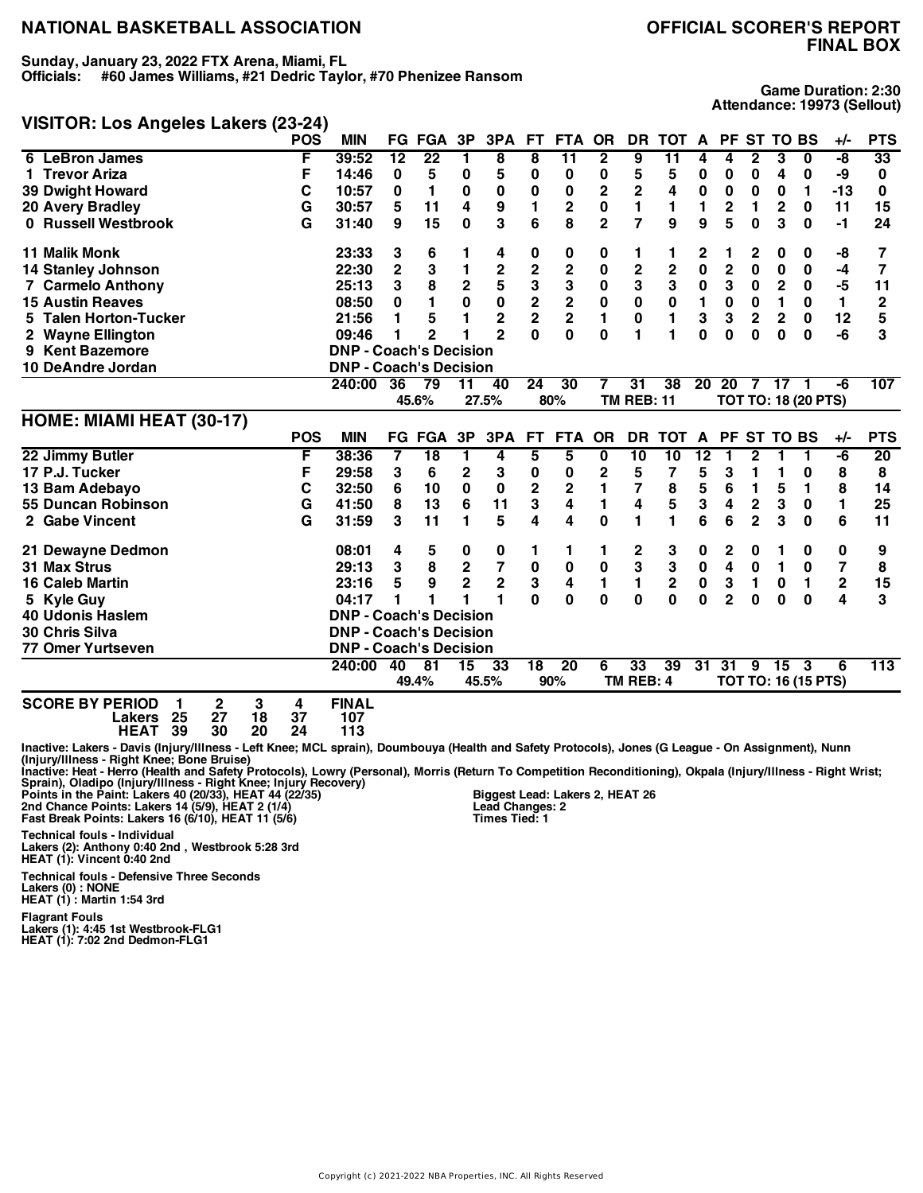# NATIONAL BASKETBALL ASSOCIATION

## OFFICIAL SCORER'S REPORT FINAL BOX

**Sunday, January 23, 2022 FTX Arena, Miami, FL**
**Officials: #60 James Williams, #21 Dedric Taylor, #70 Phenizee Ransom**

**Game Duration: 2:30**
**Attendance: 19973 (Sellout)**

### VISITOR: Los Angeles Lakers (23-24)

| | POS | MIN | FG | FGA | 3P | 3PA | FT | FTA | OR | DR | TOT | A | PF | ST | TO | BS | +/- | PTS |
|---|---|---|---|---|---|---|---|---|---|---|---|---|---|---|---|---|---|---|
| 6 LeBron James | F | 39:52 | 12 | 22 | 1 | 8 | 8 | 11 | 2 | 9 | 11 | 4 | 4 | 2 | 3 | 0 | -8 | 33 |
| 1 Trevor Ariza | F | 14:46 | 0 | 5 | 0 | 5 | 0 | 0 | 0 | 5 | 5 | 0 | 0 | 0 | 4 | 0 | -9 | 0 |
| 39 Dwight Howard | C | 10:57 | 0 | 1 | 0 | 0 | 0 | 0 | 2 | 2 | 4 | 0 | 0 | 0 | 0 | 1 | -13 | 0 |
| 20 Avery Bradley | G | 30:57 | 5 | 11 | 4 | 9 | 1 | 2 | 0 | 1 | 1 | 1 | 2 | 1 | 2 | 0 | 11 | 15 |
| 0 Russell Westbrook | G | 31:40 | 9 | 15 | 0 | 3 | 6 | 8 | 2 | 7 | 9 | 9 | 5 | 0 | 3 | 0 | -1 | 24 |
| 11 Malik Monk | | 23:33 | 3 | 6 | 1 | 4 | 0 | 0 | 0 | 1 | 1 | 2 | 1 | 2 | 0 | 0 | -8 | 7 |
| 14 Stanley Johnson | | 22:30 | 2 | 3 | 1 | 2 | 2 | 2 | 0 | 2 | 2 | 0 | 2 | 0 | 0 | 0 | -4 | 7 |
| 7 Carmelo Anthony | | 25:13 | 3 | 8 | 2 | 5 | 3 | 3 | 0 | 3 | 3 | 0 | 3 | 0 | 2 | 0 | -5 | 11 |
| 15 Austin Reaves | | 08:50 | 0 | 1 | 0 | 0 | 2 | 2 | 0 | 0 | 0 | 1 | 0 | 0 | 1 | 0 | 1 | 2 |
| 5 Talen Horton-Tucker | | 21:56 | 1 | 5 | 1 | 2 | 2 | 2 | 1 | 0 | 1 | 3 | 3 | 2 | 2 | 0 | 12 | 5 |
| 2 Wayne Ellington | | 09:46 | 1 | 2 | 1 | 2 | 0 | 0 | 0 | 1 | 1 | 0 | 0 | 0 | 0 | 0 | -6 | 3 |
| 9 Kent Bazemore | | DNP - Coach's Decision | | | | | | | | | | | | | | | | |
| 10 DeAndre Jordan | | DNP - Coach's Decision | | | | | | | | | | | | | | | | |
| | | 240:00 | 36 | 79 | 11 | 40 | 24 | 30 | 7 | 31 | 38 | 20 | 20 | 7 | 17 | 1 | -6 | 107 |
| | | | | 45.6% | | 27.5% | | 80% | | TM REB: 11 | | | TOT TO: 18 (20 PTS) | | | | | |

### HOME: MIAMI HEAT (30-17)

| | POS | MIN | FG | FGA | 3P | 3PA | FT | FTA | OR | DR | TOT | A | PF | ST | TO | BS | +/- | PTS |
|---|---|---|---|---|---|---|---|---|---|---|---|---|---|---|---|---|---|---|
| 22 Jimmy Butler | F | 38:36 | 7 | 18 | 1 | 4 | 5 | 5 | 0 | 10 | 10 | 12 | 1 | 2 | 1 | 1 | -6 | 20 |
| 17 P.J. Tucker | F | 29:58 | 3 | 6 | 2 | 3 | 0 | 0 | 2 | 5 | 7 | 5 | 3 | 1 | 1 | 0 | 8 | 8 |
| 13 Bam Adebayo | C | 32:50 | 6 | 10 | 0 | 0 | 2 | 2 | 1 | 7 | 8 | 5 | 6 | 1 | 5 | 1 | 8 | 14 |
| 55 Duncan Robinson | G | 41:50 | 8 | 13 | 6 | 11 | 3 | 4 | 1 | 4 | 5 | 3 | 4 | 2 | 3 | 0 | 1 | 25 |
| 2 Gabe Vincent | G | 31:59 | 3 | 11 | 1 | 5 | 4 | 4 | 0 | 1 | 1 | 6 | 6 | 2 | 3 | 0 | 6 | 11 |
| 21 Dewayne Dedmon | | 08:01 | 4 | 5 | 0 | 0 | 1 | 1 | 1 | 2 | 3 | 0 | 2 | 0 | 1 | 0 | 0 | 9 |
| 31 Max Strus | | 29:13 | 3 | 8 | 2 | 7 | 0 | 0 | 0 | 3 | 3 | 0 | 4 | 0 | 1 | 0 | 7 | 8 |
| 16 Caleb Martin | | 23:16 | 5 | 9 | 2 | 2 | 3 | 4 | 1 | 1 | 2 | 0 | 3 | 1 | 0 | 1 | 2 | 15 |
| 5 Kyle Guy | | 04:17 | 1 | 1 | 1 | 1 | 0 | 0 | 0 | 0 | 0 | 0 | 2 | 0 | 0 | 0 | 4 | 3 |
| 40 Udonis Haslem | | DNP - Coach's Decision | | | | | | | | | | | | | | | | |
| 30 Chris Silva | | DNP - Coach's Decision | | | | | | | | | | | | | | | | |
| 77 Omer Yurtseven | | DNP - Coach's Decision | | | | | | | | | | | | | | | | |
| | | 240:00 | 40 | 81 | 15 | 33 | 18 | 20 | 6 | 33 | 39 | 31 | 31 | 9 | 15 | 3 | 6 | 113 |
| | | | | 49.4% | | 45.5% | | 90% | | TM REB: 4 | | | TOT TO: 16 (15 PTS) | | | | | |

**SCORE BY PERIOD**

| | 1 | 2 | 3 | 4 | FINAL |
|---|---|---|---|---|---|
| Lakers | 25 | 27 | 18 | 37 | 107 |
| HEAT | 39 | 30 | 20 | 24 | 113 |

Inactive: Lakers - Davis (Injury/Illness - Left Knee; MCL sprain), Doumbouya (Health and Safety Protocols), Jones (G League - On Assignment), Nunn (Injury/Illness - Right Knee; Bone Bruise)
Inactive: Heat - Herro (Health and Safety Protocols), Lowry (Personal), Morris (Return To Competition Reconditioning), Okpala (Injury/Illness - Right Wrist; Sprain), Oladipo (Injury/Illness - Right Knee; Injury Recovery)

Points in the Paint: Lakers 40 (20/33), HEAT 44 (22/35)
2nd Chance Points: Lakers 14 (5/9), HEAT 2 (1/4)
Fast Break Points: Lakers 16 (6/10), HEAT 11 (5/6)

Biggest Lead: Lakers 2, HEAT 26
Lead Changes: 2
Times Tied: 1

**Technical fouls - Individual**
Lakers (2): Anthony 0:40 2nd , Westbrook 5:28 3rd
HEAT (1): Vincent 0:40 2nd

**Technical fouls - Defensive Three Seconds**
Lakers (0) : NONE
HEAT (1) : Martin 1:54 3rd

**Flagrant Fouls**
Lakers (1): 4:45 1st Westbrook-FLG1
HEAT (1): 7:02 2nd Dedmon-FLG1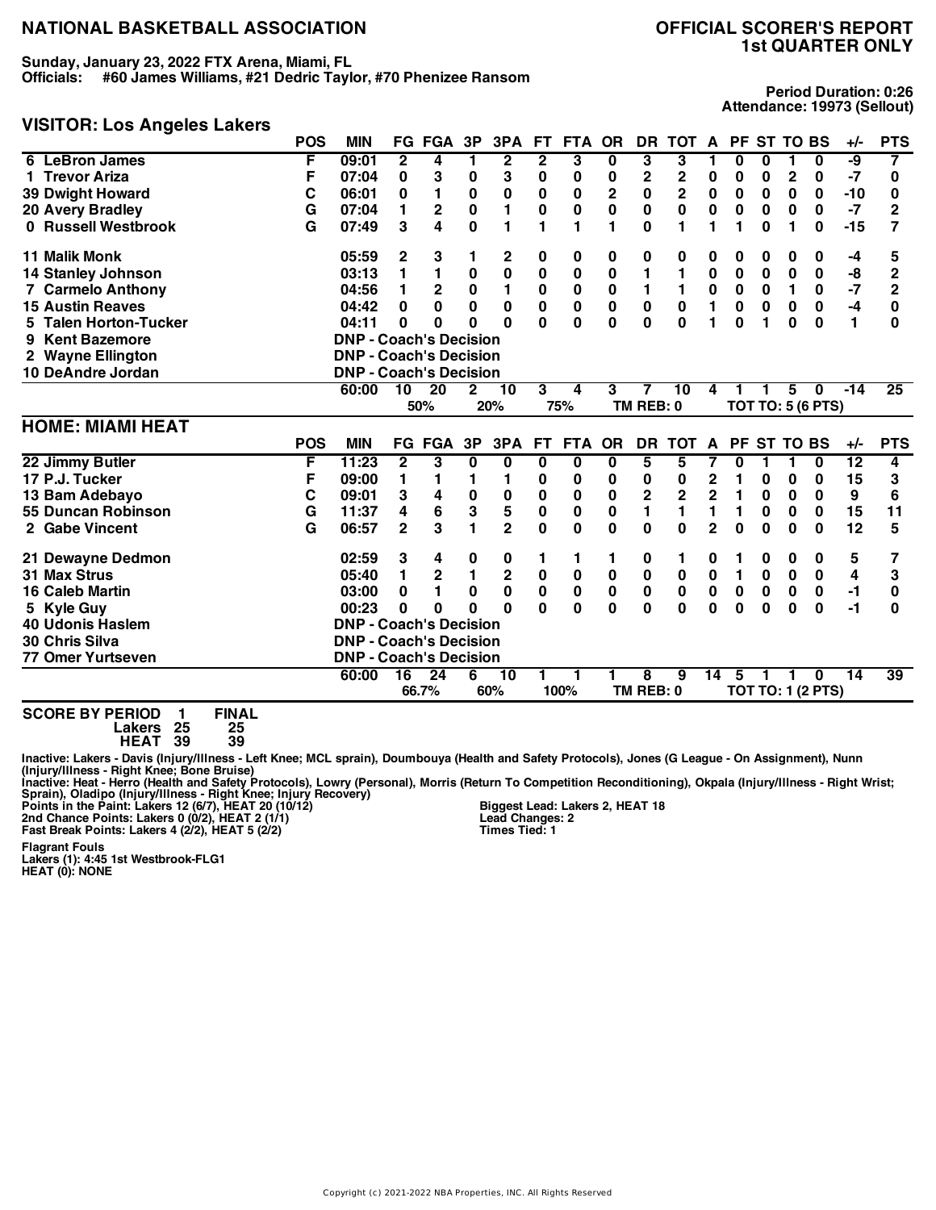# NATIONAL BASKETBALL ASSOCIATION

# OFFICIAL SCORER'S REPORT
## 1st QUARTER ONLY

**Sunday, January 23, 2022 FTX Arena, Miami, FL**
**Officials: #60 James Williams, #21 Dedric Taylor, #70 Phenizee Ransom**

**Period Duration: 0:26**
**Attendance: 19973 (Sellout)**

## VISITOR: Los Angeles Lakers

| | POS | MIN | FG | FGA | 3P | 3PA | FT | FTA | OR | DR | TOT | A | PF | ST | TO | BS | +/- | PTS |
|---|---|---|---|---|---|---|---|---|---|---|---|---|---|---|---|---|---|---|
| 6 LeBron James | F | 09:01 | 2 | 4 | 1 | 2 | 2 | 3 | 0 | 3 | 3 | 1 | 0 | 0 | 1 | 0 | -9 | 7 |
| 1 Trevor Ariza | F | 07:04 | 0 | 3 | 0 | 3 | 0 | 0 | 0 | 2 | 2 | 0 | 0 | 0 | 2 | 0 | -7 | 0 |
| 39 Dwight Howard | C | 06:01 | 0 | 1 | 0 | 0 | 0 | 0 | 2 | 0 | 2 | 0 | 0 | 0 | 0 | 0 | -10 | 0 |
| 20 Avery Bradley | G | 07:04 | 1 | 2 | 0 | 1 | 0 | 0 | 0 | 0 | 0 | 0 | 0 | 0 | 0 | 0 | -7 | 2 |
| 0 Russell Westbrook | G | 07:49 | 3 | 4 | 0 | 1 | 1 | 1 | 1 | 0 | 1 | 1 | 1 | 0 | 1 | 0 | -15 | 7 |
| 11 Malik Monk | | 05:59 | 2 | 3 | 1 | 2 | 0 | 0 | 0 | 0 | 0 | 0 | 0 | 0 | 0 | 0 | -4 | 5 |
| 14 Stanley Johnson | | 03:13 | 1 | 1 | 0 | 0 | 0 | 0 | 0 | 1 | 1 | 0 | 0 | 0 | 0 | 0 | -8 | 2 |
| 7 Carmelo Anthony | | 04:56 | 1 | 2 | 0 | 1 | 0 | 0 | 0 | 1 | 1 | 0 | 0 | 0 | 1 | 0 | -7 | 2 |
| 15 Austin Reaves | | 04:42 | 0 | 0 | 0 | 0 | 0 | 0 | 0 | 0 | 0 | 1 | 0 | 0 | 0 | 0 | -4 | 0 |
| 5 Talen Horton-Tucker | | 04:11 | 0 | 0 | 0 | 0 | 0 | 0 | 0 | 0 | 0 | 1 | 0 | 1 | 0 | 0 | 1 | 0 |
| 9 Kent Bazemore | | DNP - Coach's Decision | | | | | | | | | | | | | | | | |
| 2 Wayne Ellington | | DNP - Coach's Decision | | | | | | | | | | | | | | | | |
| 10 DeAndre Jordan | | DNP - Coach's Decision | | | | | | | | | | | | | | | | |
| | | 60:00 | 10 | 20 | 2 | 10 | 3 | 4 | 3 | 7 | 10 | 4 | 1 | 1 | 5 | 0 | -14 | 25 |
| | | | | 50% | | 20% | | 75% | | TM REB: 0 | | | TOT TO: 5 (6 PTS) | | | | | |

## HOME: MIAMI HEAT

| | POS | MIN | FG | FGA | 3P | 3PA | FT | FTA | OR | DR | TOT | A | PF | ST | TO | BS | +/- | PTS |
|---|---|---|---|---|---|---|---|---|---|---|---|---|---|---|---|---|---|---|
| 22 Jimmy Butler | F | 11:23 | 2 | 3 | 0 | 0 | 0 | 0 | 0 | 5 | 5 | 7 | 0 | 1 | 1 | 0 | 12 | 4 |
| 17 P.J. Tucker | F | 09:00 | 1 | 1 | 1 | 1 | 0 | 0 | 0 | 0 | 0 | 2 | 1 | 0 | 0 | 0 | 15 | 3 |
| 13 Bam Adebayo | C | 09:01 | 3 | 4 | 0 | 0 | 0 | 0 | 0 | 2 | 2 | 2 | 1 | 0 | 0 | 0 | 9 | 6 |
| 55 Duncan Robinson | G | 11:37 | 4 | 6 | 3 | 5 | 0 | 0 | 0 | 1 | 1 | 1 | 1 | 0 | 0 | 0 | 15 | 11 |
| 2 Gabe Vincent | G | 06:57 | 2 | 3 | 1 | 2 | 0 | 0 | 0 | 0 | 0 | 2 | 0 | 0 | 0 | 0 | 12 | 5 |
| 21 Dewayne Dedmon | | 02:59 | 3 | 4 | 0 | 0 | 1 | 1 | 1 | 0 | 1 | 0 | 1 | 0 | 0 | 0 | 5 | 7 |
| 31 Max Strus | | 05:40 | 1 | 2 | 1 | 2 | 0 | 0 | 0 | 0 | 0 | 0 | 1 | 0 | 0 | 0 | 4 | 3 |
| 16 Caleb Martin | | 03:00 | 0 | 1 | 0 | 0 | 0 | 0 | 0 | 0 | 0 | 0 | 0 | 0 | 0 | 0 | -1 | 0 |
| 5 Kyle Guy | | 00:23 | 0 | 0 | 0 | 0 | 0 | 0 | 0 | 0 | 0 | 0 | 0 | 0 | 0 | 0 | -1 | 0 |
| 40 Udonis Haslem | | DNP - Coach's Decision | | | | | | | | | | | | | | | | |
| 30 Chris Silva | | DNP - Coach's Decision | | | | | | | | | | | | | | | | |
| 77 Omer Yurtseven | | DNP - Coach's Decision | | | | | | | | | | | | | | | | |
| | | 60:00 | 16 | 24 | 6 | 10 | 1 | 1 | 1 | 8 | 9 | 14 | 5 | 1 | 1 | 0 | 14 | 39 |
| | | | | 66.7% | | 60% | | 100% | | TM REB: 0 | | | TOT TO: 1 (2 PTS) | | | | | |

**SCORE BY PERIOD**

| | 1 | FINAL |
|---|---|---|
| Lakers | 25 | 25 |
| HEAT | 39 | 39 |

**Inactive: Lakers - Davis (Injury/Illness - Left Knee; MCL sprain), Doumbouya (Health and Safety Protocols), Jones (G League - On Assignment), Nunn (Injury/Illness - Right Knee; Bone Bruise)**
**Inactive: Heat - Herro (Health and Safety Protocols), Lowry (Personal), Morris (Return To Competition Reconditioning), Okpala (Injury/Illness - Right Wrist; Sprain), Oladipo (Injury/Illness - Right Knee; Injury Recovery)**

**Points in the Paint: Lakers 12 (6/7), HEAT 20 (10/12)**
**2nd Chance Points: Lakers 0 (0/2), HEAT 2 (1/1)**
**Fast Break Points: Lakers 4 (2/2), HEAT 5 (2/2)**

**Biggest Lead: Lakers 2, HEAT 18**
**Lead Changes: 2**
**Times Tied: 1**

**Flagrant Fouls**
**Lakers (1): 4:45 1st Westbrook-FLG1**
**HEAT (0): NONE**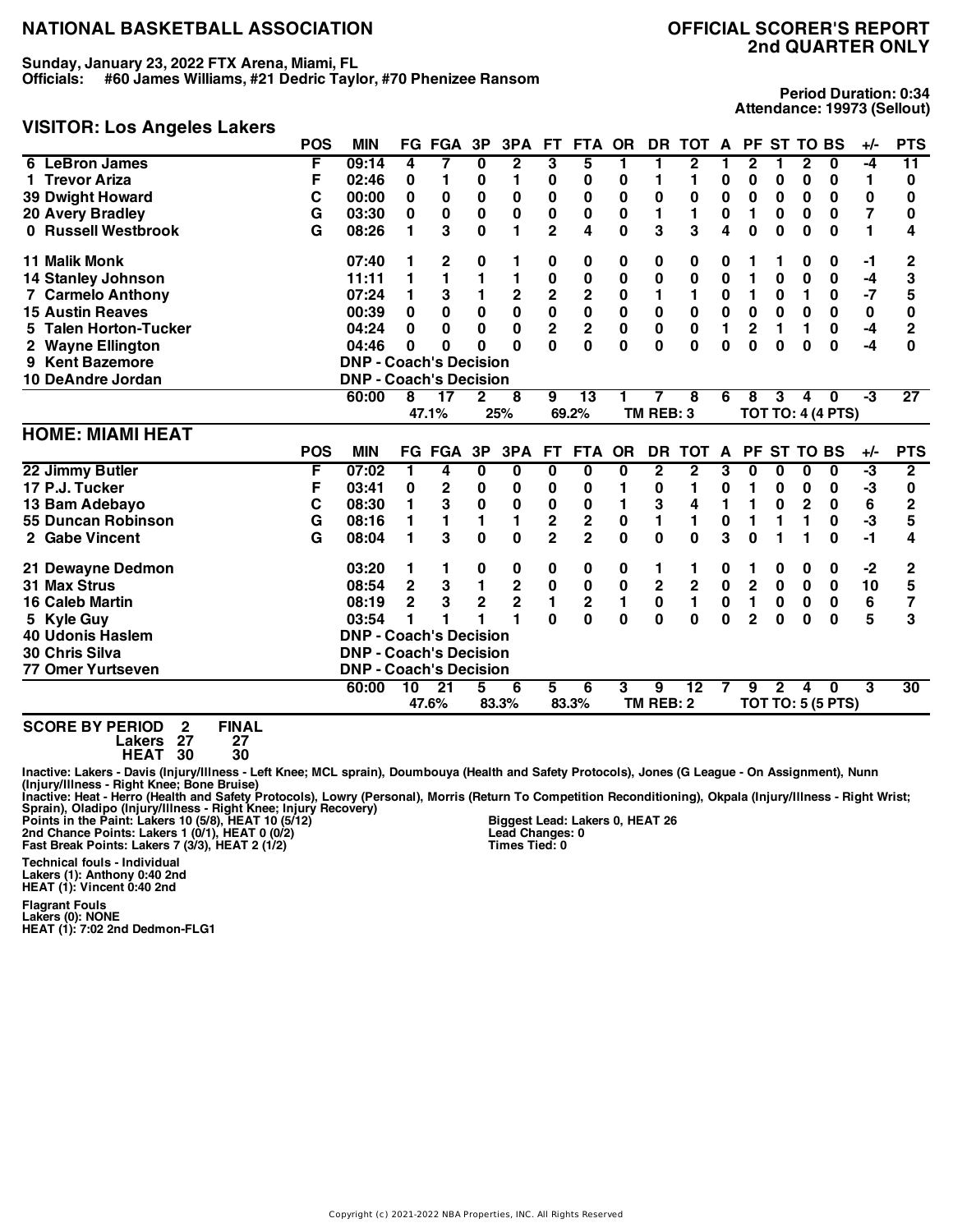# NATIONAL BASKETBALL ASSOCIATION

# OFFICIAL SCORER'S REPORT
## 2nd QUARTER ONLY

**Sunday, January 23, 2022 FTX Arena, Miami, FL**
**Officials: #60 James Williams, #21 Dedric Taylor, #70 Phenizee Ransom**

**Period Duration: 0:34**
**Attendance: 19973 (Sellout)**

## VISITOR: Los Angeles Lakers

| | POS | MIN | FG | FGA | 3P | 3PA | FT | FTA | OR | DR | TOT | A | PF | ST | TO | BS | +/- | PTS |
|---|---|---|---|---|---|---|---|---|---|---|---|---|---|---|---|---|---|---|
| 6 LeBron James | F | 09:14 | 4 | 7 | 0 | 2 | 3 | 5 | 1 | 1 | 2 | 1 | 2 | 1 | 2 | 0 | -4 | 11 |
| 1 Trevor Ariza | F | 02:46 | 0 | 1 | 0 | 1 | 0 | 0 | 0 | 1 | 1 | 0 | 0 | 0 | 0 | 0 | 1 | 0 |
| 39 Dwight Howard | C | 00:00 | 0 | 0 | 0 | 0 | 0 | 0 | 0 | 0 | 0 | 0 | 0 | 0 | 0 | 0 | 0 | 0 |
| 20 Avery Bradley | G | 03:30 | 0 | 0 | 0 | 0 | 0 | 0 | 0 | 1 | 1 | 0 | 1 | 0 | 0 | 0 | 7 | 0 |
| 0 Russell Westbrook | G | 08:26 | 1 | 3 | 0 | 1 | 2 | 4 | 0 | 3 | 3 | 4 | 0 | 0 | 0 | 0 | 1 | 4 |
| 11 Malik Monk | | 07:40 | 1 | 2 | 0 | 1 | 0 | 0 | 0 | 0 | 0 | 0 | 1 | 1 | 0 | 0 | -1 | 2 |
| 14 Stanley Johnson | | 11:11 | 1 | 1 | 1 | 1 | 0 | 0 | 0 | 0 | 0 | 0 | 1 | 0 | 0 | 0 | -4 | 3 |
| 7 Carmelo Anthony | | 07:24 | 1 | 3 | 1 | 2 | 2 | 2 | 0 | 1 | 1 | 0 | 1 | 0 | 1 | 0 | -7 | 5 |
| 15 Austin Reaves | | 00:39 | 0 | 0 | 0 | 0 | 0 | 0 | 0 | 0 | 0 | 0 | 0 | 0 | 0 | 0 | 0 | 0 |
| 5 Talen Horton-Tucker | | 04:24 | 0 | 0 | 0 | 0 | 2 | 2 | 0 | 0 | 0 | 1 | 2 | 1 | 1 | 0 | -4 | 2 |
| 2 Wayne Ellington | | 04:46 | 0 | 0 | 0 | 0 | 0 | 0 | 0 | 0 | 0 | 0 | 0 | 0 | 0 | 0 | -4 | 0 |
| 9 Kent Bazemore | | DNP - Coach's Decision | | | | | | | | | | | | | | | | |
| 10 DeAndre Jordan | | DNP - Coach's Decision | | | | | | | | | | | | | | | | |
| | | 60:00 | 8 | 17 | 2 | 8 | 9 | 13 | 1 | 7 | 8 | 6 | 8 | 3 | 4 | 0 | -3 | 27 |
| | | | 47.1% | | 25% | | 69.2% | | TM REB: 3 | | | TOT TO: 4 (4 PTS) | | | | | | |

## HOME: MIAMI HEAT

| | POS | MIN | FG | FGA | 3P | 3PA | FT | FTA | OR | DR | TOT | A | PF | ST | TO | BS | +/- | PTS |
|---|---|---|---|---|---|---|---|---|---|---|---|---|---|---|---|---|---|---|
| 22 Jimmy Butler | F | 07:02 | 1 | 4 | 0 | 0 | 0 | 0 | 0 | 2 | 2 | 3 | 0 | 0 | 0 | 0 | -3 | 2 |
| 17 P.J. Tucker | F | 03:41 | 0 | 2 | 0 | 0 | 0 | 0 | 1 | 0 | 1 | 0 | 1 | 0 | 0 | 0 | -3 | 0 |
| 13 Bam Adebayo | C | 08:30 | 1 | 3 | 0 | 0 | 0 | 0 | 1 | 3 | 4 | 1 | 1 | 0 | 2 | 0 | 6 | 2 |
| 55 Duncan Robinson | G | 08:16 | 1 | 1 | 1 | 1 | 2 | 2 | 0 | 1 | 1 | 0 | 1 | 1 | 1 | 0 | -3 | 5 |
| 2 Gabe Vincent | G | 08:04 | 1 | 3 | 0 | 0 | 2 | 2 | 0 | 0 | 0 | 3 | 0 | 1 | 1 | 0 | -1 | 4 |
| 21 Dewayne Dedmon | | 03:20 | 1 | 1 | 0 | 0 | 0 | 0 | 0 | 1 | 1 | 0 | 1 | 0 | 0 | 0 | -2 | 2 |
| 31 Max Strus | | 08:54 | 2 | 3 | 1 | 2 | 0 | 0 | 0 | 2 | 2 | 0 | 2 | 0 | 0 | 0 | 10 | 5 |
| 16 Caleb Martin | | 08:19 | 2 | 3 | 2 | 2 | 1 | 2 | 1 | 0 | 1 | 0 | 1 | 0 | 0 | 0 | 6 | 7 |
| 5 Kyle Guy | | 03:54 | 1 | 1 | 1 | 1 | 0 | 0 | 0 | 0 | 0 | 0 | 2 | 0 | 0 | 0 | 5 | 3 |
| 40 Udonis Haslem | | DNP - Coach's Decision | | | | | | | | | | | | | | | | |
| 30 Chris Silva | | DNP - Coach's Decision | | | | | | | | | | | | | | | | |
| 77 Omer Yurtseven | | DNP - Coach's Decision | | | | | | | | | | | | | | | | |
| | | 60:00 | 10 | 21 | 5 | 6 | 5 | 6 | 3 | 9 | 12 | 7 | 9 | 2 | 4 | 0 | 3 | 30 |
| | | | 47.6% | | 83.3% | | 83.3% | | TM REB: 2 | | | TOT TO: 5 (5 PTS) | | | | | | |

**SCORE BY PERIOD**

| | 2 | FINAL |
|---|---|---|
| Lakers | 27 | 27 |
| HEAT | 30 | 30 |

**Inactive: Lakers - Davis (Injury/Illness - Left Knee; MCL sprain), Doumbouya (Health and Safety Protocols), Jones (G League - On Assignment), Nunn (Injury/Illness - Right Knee; Bone Bruise)**
**Inactive: Heat - Herro (Health and Safety Protocols), Lowry (Personal), Morris (Return To Competition Reconditioning), Okpala (Injury/Illness - Right Wrist; Sprain), Oladipo (Injury/Illness - Right Knee; Injury Recovery)**

**Points in the Paint: Lakers 10 (5/8), HEAT 10 (5/12)**
**2nd Chance Points: Lakers 1 (0/1), HEAT 0 (0/2)**
**Fast Break Points: Lakers 7 (3/3), HEAT 2 (1/2)**

**Biggest Lead: Lakers 0, HEAT 26**
**Lead Changes: 0**
**Times Tied: 0**

**Technical fouls - Individual**
**Lakers (1): Anthony 0:40 2nd**
**HEAT (1): Vincent 0:40 2nd**

**Flagrant Fouls**
**Lakers (0): NONE**
**HEAT (1): 7:02 2nd Dedmon-FLG1**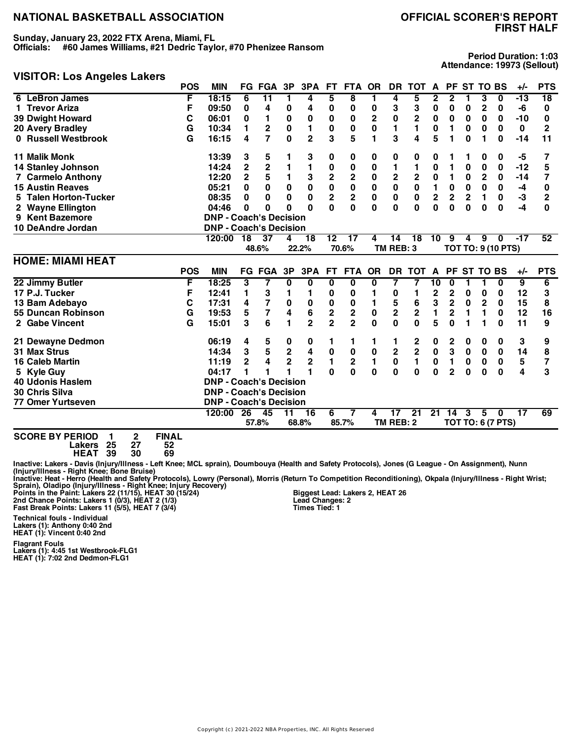# NATIONAL BASKETBALL ASSOCIATION

# OFFICIAL SCORER'S REPORT
# FIRST HALF

**Sunday, January 23, 2022 FTX Arena, Miami, FL**
**Officials: #60 James Williams, #21 Dedric Taylor, #70 Phenizee Ransom**

**Period Duration: 1:03**
**Attendance: 19973 (Sellout)**

## VISITOR: Los Angeles Lakers

| | POS | MIN | FG | FGA | 3P | 3PA | FT | FTA | OR | DR | TOT | A | PF | ST | TO | BS | +/- | PTS |
|---|---|---|---|---|---|---|---|---|---|---|---|---|---|---|---|---|---|---|
| 6 LeBron James | F | 18:15 | 6 | 11 | 1 | 4 | 5 | 8 | 1 | 4 | 5 | 2 | 2 | 1 | 3 | 0 | -13 | 18 |
| 1 Trevor Ariza | F | 09:50 | 0 | 4 | 0 | 4 | 0 | 0 | 0 | 3 | 3 | 0 | 0 | 0 | 2 | 0 | -6 | 0 |
| 39 Dwight Howard | C | 06:01 | 0 | 1 | 0 | 0 | 0 | 0 | 2 | 0 | 2 | 0 | 0 | 0 | 0 | 0 | -10 | 0 |
| 20 Avery Bradley | G | 10:34 | 1 | 2 | 0 | 1 | 0 | 0 | 0 | 1 | 1 | 0 | 1 | 0 | 0 | 0 | 0 | 2 |
| 0 Russell Westbrook | G | 16:15 | 4 | 7 | 0 | 2 | 3 | 5 | 1 | 3 | 4 | 5 | 1 | 0 | 1 | 0 | -14 | 11 |
| 11 Malik Monk | | 13:39 | 3 | 5 | 1 | 3 | 0 | 0 | 0 | 0 | 0 | 0 | 1 | 1 | 0 | 0 | -5 | 7 |
| 14 Stanley Johnson | | 14:24 | 2 | 2 | 1 | 1 | 0 | 0 | 0 | 1 | 1 | 0 | 1 | 0 | 0 | 0 | -12 | 5 |
| 7 Carmelo Anthony | | 12:20 | 2 | 5 | 1 | 3 | 2 | 2 | 0 | 2 | 2 | 0 | 1 | 0 | 2 | 0 | -14 | 7 |
| 15 Austin Reaves | | 05:21 | 0 | 0 | 0 | 0 | 0 | 0 | 0 | 0 | 0 | 1 | 0 | 0 | 0 | 0 | -4 | 0 |
| 5 Talen Horton-Tucker | | 08:35 | 0 | 0 | 0 | 0 | 2 | 2 | 0 | 0 | 0 | 2 | 2 | 2 | 1 | 0 | -3 | 2 |
| 2 Wayne Ellington | | 04:46 | 0 | 0 | 0 | 0 | 0 | 0 | 0 | 0 | 0 | 0 | 0 | 0 | 0 | 0 | -4 | 0 |
| 9 Kent Bazemore | | DNP - Coach's Decision | | | | | | | | | | | | | | | | |
| 10 DeAndre Jordan | | DNP - Coach's Decision | | | | | | | | | | | | | | | | |
| | | 120:00 | 18 | 37 | 4 | 18 | 12 | 17 | 4 | 14 | 18 | 10 | 9 | 4 | 9 | 0 | -17 | 52 |
| | | | | 48.6% | | 22.2% | | 70.6% | | TM REB: 3 | | | TOT TO: 9 (10 PTS) | | | | | |

## HOME: MIAMI HEAT

| | POS | MIN | FG | FGA | 3P | 3PA | FT | FTA | OR | DR | TOT | A | PF | ST | TO | BS | +/- | PTS |
|---|---|---|---|---|---|---|---|---|---|---|---|---|---|---|---|---|---|---|
| 22 Jimmy Butler | F | 18:25 | 3 | 7 | 0 | 0 | 0 | 0 | 0 | 7 | 7 | 10 | 0 | 1 | 1 | 0 | 9 | 6 |
| 17 P.J. Tucker | F | 12:41 | 1 | 3 | 1 | 1 | 0 | 0 | 1 | 0 | 1 | 2 | 2 | 0 | 0 | 0 | 12 | 3 |
| 13 Bam Adebayo | C | 17:31 | 4 | 7 | 0 | 0 | 0 | 0 | 1 | 5 | 6 | 3 | 2 | 0 | 2 | 0 | 15 | 8 |
| 55 Duncan Robinson | G | 19:53 | 5 | 7 | 4 | 6 | 2 | 2 | 0 | 2 | 2 | 1 | 2 | 1 | 1 | 0 | 12 | 16 |
| 2 Gabe Vincent | G | 15:01 | 3 | 6 | 1 | 2 | 2 | 2 | 0 | 0 | 0 | 5 | 0 | 1 | 1 | 0 | 11 | 9 |
| 21 Dewayne Dedmon | | 06:19 | 4 | 5 | 0 | 0 | 1 | 1 | 1 | 1 | 2 | 0 | 2 | 0 | 0 | 0 | 3 | 9 |
| 31 Max Strus | | 14:34 | 3 | 5 | 2 | 4 | 0 | 0 | 0 | 2 | 2 | 0 | 3 | 0 | 0 | 0 | 14 | 8 |
| 16 Caleb Martin | | 11:19 | 2 | 4 | 2 | 2 | 1 | 2 | 1 | 0 | 1 | 0 | 1 | 0 | 0 | 0 | 5 | 7 |
| 5 Kyle Guy | | 04:17 | 1 | 1 | 1 | 1 | 0 | 0 | 0 | 0 | 0 | 0 | 2 | 0 | 0 | 0 | 4 | 3 |
| 40 Udonis Haslem | | DNP - Coach's Decision | | | | | | | | | | | | | | | | |
| 30 Chris Silva | | DNP - Coach's Decision | | | | | | | | | | | | | | | | |
| 77 Omer Yurtseven | | DNP - Coach's Decision | | | | | | | | | | | | | | | | |
| | | 120:00 | 26 | 45 | 11 | 16 | 6 | 7 | 4 | 17 | 21 | 21 | 14 | 3 | 5 | 0 | 17 | 69 |
| | | | | 57.8% | | 68.8% | | 85.7% | | TM REB: 2 | | | TOT TO: 6 (7 PTS) | | | | | |

**SCORE BY PERIOD**

| | 1 | 2 | FINAL |
|---|---|---|---|
| Lakers | 25 | 27 | 52 |
| HEAT | 39 | 30 | 69 |

Inactive: Lakers - Davis (Injury/Illness - Left Knee; MCL sprain), Doumbouya (Health and Safety Protocols), Jones (G League - On Assignment), Nunn (Injury/Illness - Right Knee; Bone Bruise)
Inactive: Heat - Herro (Health and Safety Protocols), Lowry (Personal), Morris (Return To Competition Reconditioning), Okpala (Injury/Illness - Right Wrist; Sprain), Oladipo (Injury/Illness - Right Knee; Injury Recovery)

Points in the Paint: Lakers 22 (11/15), HEAT 30 (15/24)
2nd Chance Points: Lakers 1 (0/3), HEAT 2 (1/3)
Fast Break Points: Lakers 11 (5/5), HEAT 7 (3/4)

Biggest Lead: Lakers 2, HEAT 26
Lead Changes: 2
Times Tied: 1

Technical fouls - Individual
Lakers (1): Anthony 0:40 2nd
HEAT (1): Vincent 0:40 2nd

Flagrant Fouls
Lakers (1): 4:45 1st Westbrook-FLG1
HEAT (1): 7:02 2nd Dedmon-FLG1

Copyright (c) 2021-2022 NBA Properties, INC. All Rights Reserved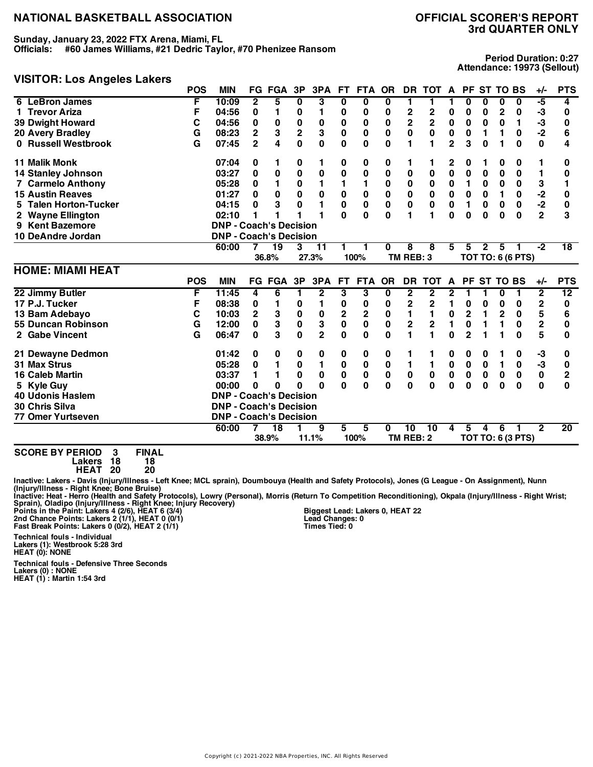# NATIONAL BASKETBALL ASSOCIATION

## OFFICIAL SCORER'S REPORT
## 3rd QUARTER ONLY

**Sunday, January 23, 2022 FTX Arena, Miami, FL**
**Officials: #60 James Williams, #21 Dedric Taylor, #70 Phenizee Ransom**

**Period Duration: 0:27**
**Attendance: 19973 (Sellout)**

### VISITOR: Los Angeles Lakers

| | POS | MIN | FG | FGA | 3P | 3PA | FT | FTA | OR | DR | TOT | A | PF | ST | TO | BS | +/- | PTS |
|---|---|---|---|---|---|---|---|---|---|---|---|---|---|---|---|---|---|---|
| 6 LeBron James | F | 10:09 | 2 | 5 | 0 | 3 | 0 | 0 | 0 | 1 | 1 | 1 | 0 | 0 | 0 | 0 | -5 | 4 |
| 1 Trevor Ariza | F | 04:56 | 0 | 1 | 0 | 1 | 0 | 0 | 0 | 2 | 2 | 0 | 0 | 0 | 2 | 0 | -3 | 0 |
| 39 Dwight Howard | C | 04:56 | 0 | 0 | 0 | 0 | 0 | 0 | 0 | 2 | 2 | 0 | 0 | 0 | 0 | 1 | -3 | 0 |
| 20 Avery Bradley | G | 08:23 | 2 | 3 | 2 | 3 | 0 | 0 | 0 | 0 | 0 | 0 | 0 | 1 | 1 | 0 | -2 | 6 |
| 0 Russell Westbrook | G | 07:45 | 2 | 4 | 0 | 0 | 0 | 0 | 0 | 1 | 1 | 2 | 3 | 0 | 1 | 0 | 0 | 4 |
| 11 Malik Monk | | 07:04 | 0 | 1 | 0 | 1 | 0 | 0 | 0 | 1 | 1 | 2 | 0 | 1 | 0 | 0 | 1 | 0 |
| 14 Stanley Johnson | | 03:27 | 0 | 0 | 0 | 0 | 0 | 0 | 0 | 0 | 0 | 0 | 0 | 0 | 0 | 0 | 1 | 0 |
| 7 Carmelo Anthony | | 05:28 | 0 | 1 | 0 | 1 | 1 | 1 | 0 | 0 | 0 | 0 | 1 | 0 | 0 | 0 | 3 | 1 |
| 15 Austin Reaves | | 01:27 | 0 | 0 | 0 | 0 | 0 | 0 | 0 | 0 | 0 | 0 | 0 | 0 | 1 | 0 | -2 | 0 |
| 5 Talen Horton-Tucker | | 04:15 | 0 | 3 | 0 | 1 | 0 | 0 | 0 | 0 | 0 | 0 | 1 | 0 | 0 | 0 | -2 | 0 |
| 2 Wayne Ellington | | 02:10 | 1 | 1 | 1 | 1 | 0 | 0 | 0 | 1 | 1 | 0 | 0 | 0 | 0 | 0 | 2 | 3 |
| 9 Kent Bazemore | | DNP - Coach's Decision | | | | | | | | | | | | | | | | |
| 10 DeAndre Jordan | | DNP - Coach's Decision | | | | | | | | | | | | | | | | |
| | | 60:00 | 7 | 19 | 3 | 11 | 1 | 1 | 0 | 8 | 8 | 5 | 5 | 2 | 5 | 1 | -2 | 18 |
| | | | | 36.8% | | 27.3% | | 100% | | TM REB: 3 | | | TOT TO: 6 (6 PTS) | | | | | |

### HOME: MIAMI HEAT

| | POS | MIN | FG | FGA | 3P | 3PA | FT | FTA | OR | DR | TOT | A | PF | ST | TO | BS | +/- | PTS |
|---|---|---|---|---|---|---|---|---|---|---|---|---|---|---|---|---|---|---|
| 22 Jimmy Butler | F | 11:45 | 4 | 6 | 1 | 2 | 3 | 3 | 0 | 2 | 2 | 2 | 1 | 1 | 0 | 1 | 2 | 12 |
| 17 P.J. Tucker | F | 08:38 | 0 | 1 | 0 | 1 | 0 | 0 | 0 | 2 | 2 | 1 | 0 | 0 | 0 | 0 | 2 | 0 |
| 13 Bam Adebayo | C | 10:03 | 2 | 3 | 0 | 0 | 2 | 2 | 0 | 1 | 1 | 0 | 2 | 1 | 2 | 0 | 5 | 6 |
| 55 Duncan Robinson | G | 12:00 | 0 | 3 | 0 | 3 | 0 | 0 | 0 | 2 | 2 | 1 | 0 | 1 | 1 | 0 | 2 | 0 |
| 2 Gabe Vincent | G | 06:47 | 0 | 3 | 0 | 2 | 0 | 0 | 0 | 1 | 1 | 0 | 2 | 1 | 1 | 0 | 5 | 0 |
| 21 Dewayne Dedmon | | 01:42 | 0 | 0 | 0 | 0 | 0 | 0 | 0 | 1 | 1 | 0 | 0 | 0 | 1 | 0 | -3 | 0 |
| 31 Max Strus | | 05:28 | 0 | 1 | 0 | 1 | 0 | 0 | 0 | 1 | 1 | 0 | 0 | 0 | 1 | 0 | -3 | 0 |
| 16 Caleb Martin | | 03:37 | 1 | 1 | 0 | 0 | 0 | 0 | 0 | 0 | 0 | 0 | 0 | 0 | 0 | 0 | 0 | 2 |
| 5 Kyle Guy | | 00:00 | 0 | 0 | 0 | 0 | 0 | 0 | 0 | 0 | 0 | 0 | 0 | 0 | 0 | 0 | 0 | 0 |
| 40 Udonis Haslem | | DNP - Coach's Decision | | | | | | | | | | | | | | | | |
| 30 Chris Silva | | DNP - Coach's Decision | | | | | | | | | | | | | | | | |
| 77 Omer Yurtseven | | DNP - Coach's Decision | | | | | | | | | | | | | | | | |
| | | 60:00 | 7 | 18 | 1 | 9 | 5 | 5 | 0 | 10 | 10 | 4 | 5 | 4 | 6 | 1 | 2 | 20 |
| | | | | 38.9% | | 11.1% | | 100% | | TM REB: 2 | | | TOT TO: 6 (3 PTS) | | | | | |

**SCORE BY PERIOD**

| | 3 | FINAL |
|---|---|---|
| Lakers | 18 | 18 |
| HEAT | 20 | 20 |

**Inactive: Lakers - Davis (Injury/Illness - Left Knee; MCL sprain), Doumbouya (Health and Safety Protocols), Jones (G League - On Assignment), Nunn (Injury/Illness - Right Knee; Bone Bruise)**
**Inactive: Heat - Herro (Health and Safety Protocols), Lowry (Personal), Morris (Return To Competition Reconditioning), Okpala (Injury/Illness - Right Wrist; Sprain), Oladipo (Injury/Illness - Right Knee; Injury Recovery)**

**Points in the Paint: Lakers 4 (2/6), HEAT 6 (3/4)**
**2nd Chance Points: Lakers 2 (1/1), HEAT 0 (0/1)**
**Fast Break Points: Lakers 0 (0/2), HEAT 2 (1/1)**

**Biggest Lead: Lakers 0, HEAT 22**
**Lead Changes: 0**
**Times Tied: 0**

**Technical fouls - Individual**
**Lakers (1): Westbrook 5:28 3rd**
**HEAT (0): NONE**

**Technical fouls - Defensive Three Seconds**
**Lakers (0) : NONE**
**HEAT (1) : Martin 1:54 3rd**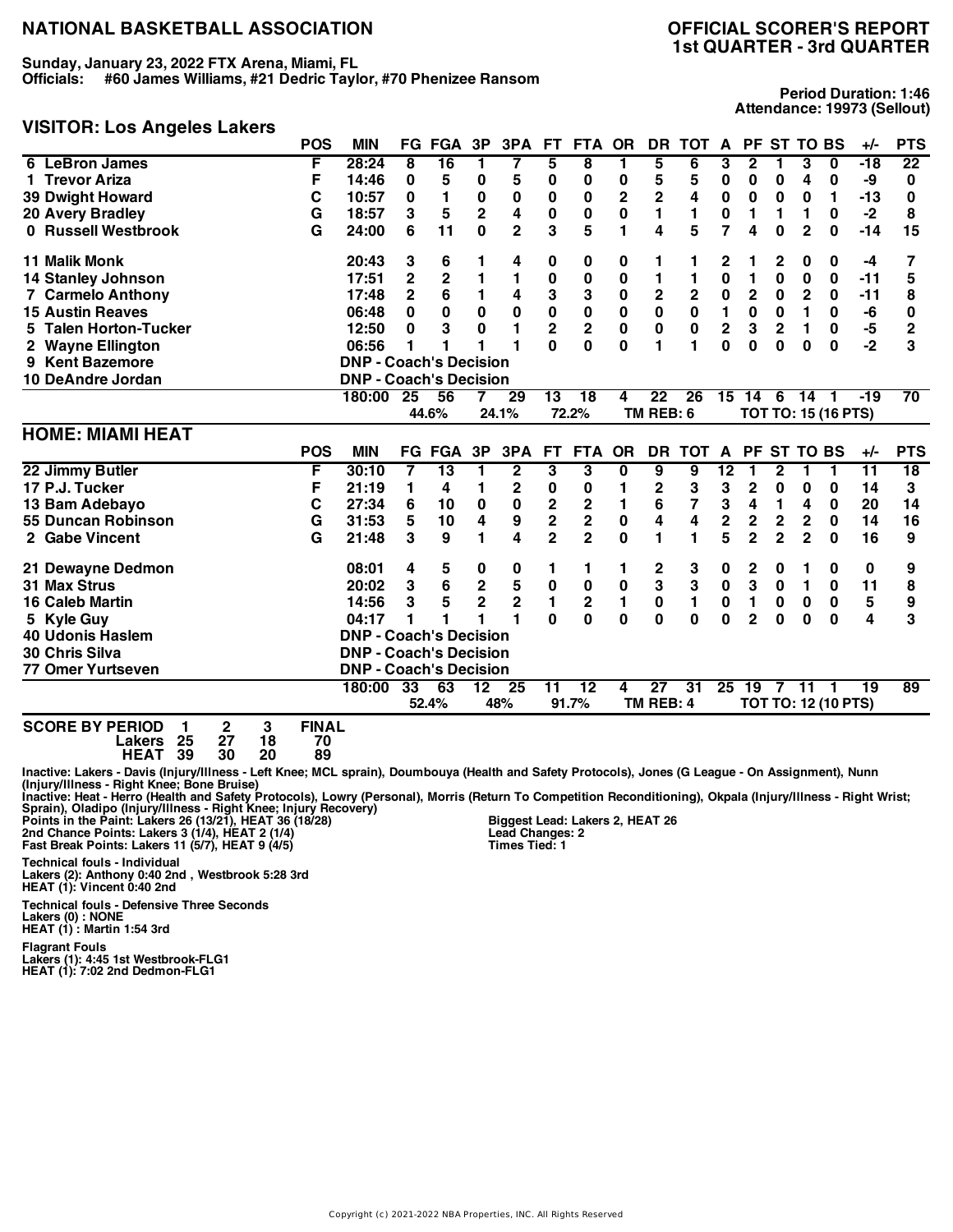# NATIONAL BASKETBALL ASSOCIATION

## OFFICIAL SCORER'S REPORT
## 1st QUARTER - 3rd QUARTER

**Sunday, January 23, 2022 FTX Arena, Miami, FL**
**Officials: #60 James Williams, #21 Dedric Taylor, #70 Phenizee Ransom**

**Period Duration: 1:46**
**Attendance: 19973 (Sellout)**

### VISITOR: Los Angeles Lakers

| | POS | MIN | FG | FGA | 3P | 3PA | FT | FTA | OR | DR | TOT | A | PF | ST | TO | BS | +/- | PTS |
|---|---|---|---|---|---|---|---|---|---|---|---|---|---|---|---|---|---|---|
| 6 LeBron James | F | 28:24 | 8 | 16 | 1 | 7 | 5 | 8 | 1 | 5 | 6 | 3 | 2 | 1 | 3 | 0 | -18 | 22 |
| 1 Trevor Ariza | F | 14:46 | 0 | 5 | 0 | 5 | 0 | 0 | 0 | 5 | 5 | 0 | 0 | 0 | 4 | 0 | -9 | 0 |
| 39 Dwight Howard | C | 10:57 | 0 | 1 | 0 | 0 | 0 | 0 | 2 | 2 | 4 | 0 | 0 | 0 | 0 | 1 | -13 | 0 |
| 20 Avery Bradley | G | 18:57 | 3 | 5 | 2 | 4 | 0 | 0 | 0 | 1 | 1 | 0 | 1 | 1 | 1 | 0 | -2 | 8 |
| 0 Russell Westbrook | G | 24:00 | 6 | 11 | 0 | 2 | 3 | 5 | 1 | 4 | 5 | 7 | 4 | 0 | 2 | 0 | -14 | 15 |
| 11 Malik Monk | | 20:43 | 3 | 6 | 1 | 4 | 0 | 0 | 0 | 1 | 1 | 2 | 1 | 2 | 0 | 0 | -4 | 7 |
| 14 Stanley Johnson | | 17:51 | 2 | 2 | 1 | 1 | 0 | 0 | 0 | 1 | 1 | 0 | 1 | 0 | 0 | 0 | -11 | 5 |
| 7 Carmelo Anthony | | 17:48 | 2 | 6 | 1 | 4 | 3 | 3 | 0 | 2 | 2 | 0 | 2 | 0 | 2 | 0 | -11 | 8 |
| 15 Austin Reaves | | 06:48 | 0 | 0 | 0 | 0 | 0 | 0 | 0 | 0 | 0 | 1 | 0 | 0 | 1 | 0 | -6 | 0 |
| 5 Talen Horton-Tucker | | 12:50 | 0 | 3 | 0 | 1 | 2 | 2 | 0 | 0 | 0 | 2 | 3 | 2 | 1 | 0 | -5 | 2 |
| 2 Wayne Ellington | | 06:56 | 1 | 1 | 1 | 1 | 0 | 0 | 0 | 1 | 1 | 0 | 0 | 0 | 0 | 0 | -2 | 3 |
| 9 Kent Bazemore | | DNP - Coach's Decision | | | | | | | | | | | | | | | | |
| 10 DeAndre Jordan | | DNP - Coach's Decision | | | | | | | | | | | | | | | | |
| | | 180:00 | 25 | 56 | 7 | 29 | 13 | 18 | 4 | 22 | 26 | 15 | 14 | 6 | 14 | 1 | -19 | 70 |
| | | | | 44.6% | | 24.1% | | 72.2% | | TM REB: 6 | | | | TOT TO: 15 (16 PTS) | | | | |

### HOME: MIAMI HEAT

| | POS | MIN | FG | FGA | 3P | 3PA | FT | FTA | OR | DR | TOT | A | PF | ST | TO | BS | +/- | PTS |
|---|---|---|---|---|---|---|---|---|---|---|---|---|---|---|---|---|---|---|
| 22 Jimmy Butler | F | 30:10 | 7 | 13 | 1 | 2 | 3 | 3 | 0 | 9 | 9 | 12 | 1 | 2 | 1 | 1 | 11 | 18 |
| 17 P.J. Tucker | F | 21:19 | 1 | 4 | 1 | 2 | 0 | 0 | 1 | 2 | 3 | 3 | 2 | 0 | 0 | 0 | 14 | 3 |
| 13 Bam Adebayo | C | 27:34 | 6 | 10 | 0 | 0 | 2 | 2 | 1 | 6 | 7 | 3 | 4 | 1 | 4 | 0 | 20 | 14 |
| 55 Duncan Robinson | G | 31:53 | 5 | 10 | 4 | 9 | 2 | 2 | 0 | 4 | 4 | 2 | 2 | 2 | 2 | 0 | 14 | 16 |
| 2 Gabe Vincent | G | 21:48 | 3 | 9 | 1 | 4 | 2 | 2 | 0 | 1 | 1 | 5 | 2 | 2 | 2 | 0 | 16 | 9 |
| 21 Dewayne Dedmon | | 08:01 | 4 | 5 | 0 | 0 | 1 | 1 | 1 | 2 | 3 | 0 | 2 | 0 | 1 | 0 | 0 | 9 |
| 31 Max Strus | | 20:02 | 3 | 6 | 2 | 5 | 0 | 0 | 0 | 3 | 3 | 0 | 3 | 0 | 1 | 0 | 11 | 8 |
| 16 Caleb Martin | | 14:56 | 3 | 5 | 2 | 2 | 1 | 2 | 1 | 0 | 1 | 0 | 1 | 0 | 0 | 0 | 5 | 9 |
| 5 Kyle Guy | | 04:17 | 1 | 1 | 1 | 1 | 0 | 0 | 0 | 0 | 0 | 0 | 2 | 0 | 0 | 0 | 4 | 3 |
| 40 Udonis Haslem | | DNP - Coach's Decision | | | | | | | | | | | | | | | | |
| 30 Chris Silva | | DNP - Coach's Decision | | | | | | | | | | | | | | | | |
| 77 Omer Yurtseven | | DNP - Coach's Decision | | | | | | | | | | | | | | | | |
| | | 180:00 | 33 | 63 | 12 | 25 | 11 | 12 | 4 | 27 | 31 | 25 | 19 | 7 | 11 | 1 | 19 | 89 |
| | | | | 52.4% | | 48% | | 91.7% | | TM REB: 4 | | | | TOT TO: 12 (10 PTS) | | | | |

| SCORE BY PERIOD | 1 | 2 | 3 | FINAL |
|---|---|---|---|---|
| Lakers | 25 | 27 | 18 | 70 |
| HEAT | 39 | 30 | 20 | 89 |

Inactive: Lakers - Davis (Injury/Illness - Left Knee; MCL sprain), Doumbouya (Health and Safety Protocols), Jones (G League - On Assignment), Nunn (Injury/Illness - Right Knee; Bone Bruise)
Inactive: Heat - Herro (Health and Safety Protocols), Lowry (Personal), Morris (Return To Competition Reconditioning), Okpala (Injury/Illness - Right Wrist; Sprain), Oladipo (Injury/Illness - Right Knee; Injury Recovery)

Points in the Paint: Lakers 26 (13/21), HEAT 36 (18/28)
2nd Chance Points: Lakers 3 (1/4), HEAT 2 (1/4)
Fast Break Points: Lakers 11 (5/7), HEAT 9 (4/5)

Biggest Lead: Lakers 2, HEAT 26
Lead Changes: 2
Times Tied: 1

**Technical fouls - Individual**
Lakers (2): Anthony 0:40 2nd , Westbrook 5:28 3rd
HEAT (1): Vincent 0:40 2nd

**Technical fouls - Defensive Three Seconds**
Lakers (0) : NONE
HEAT (1) : Martin 1:54 3rd

**Flagrant Fouls**
Lakers (1): 4:45 1st Westbrook-FLG1
HEAT (1): 7:02 2nd Dedmon-FLG1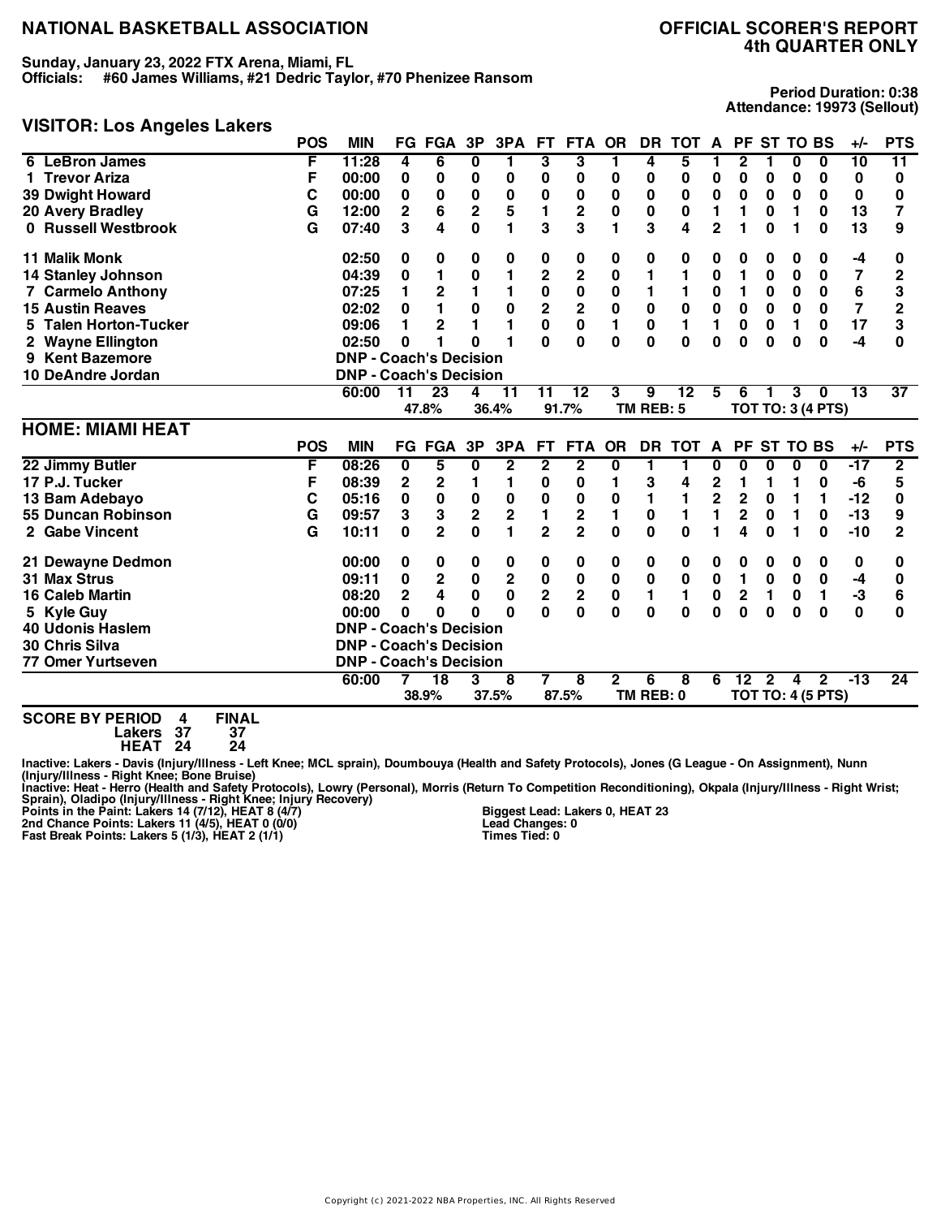# NATIONAL BASKETBALL ASSOCIATION

# OFFICIAL SCORER'S REPORT
## 4th QUARTER ONLY

**Sunday, January 23, 2022 FTX Arena, Miami, FL**
**Officials: #60 James Williams, #21 Dedric Taylor, #70 Phenizee Ransom**

**Period Duration: 0:38**
**Attendance: 19973 (Sellout)**

## VISITOR: Los Angeles Lakers

| | POS | MIN | FG | FGA | 3P | 3PA | FT | FTA | OR | DR | TOT | A | PF | ST | TO | BS | +/- | PTS |
|---|---|---|---|---|---|---|---|---|---|---|---|---|---|---|---|---|---|---|
| 6 LeBron James | F | 11:28 | 4 | 6 | 0 | 1 | 3 | 3 | 1 | 4 | 5 | 1 | 2 | 1 | 0 | 0 | 10 | 11 |
| 1 Trevor Ariza | F | 00:00 | 0 | 0 | 0 | 0 | 0 | 0 | 0 | 0 | 0 | 0 | 0 | 0 | 0 | 0 | 0 | 0 |
| 39 Dwight Howard | C | 00:00 | 0 | 0 | 0 | 0 | 0 | 0 | 0 | 0 | 0 | 0 | 0 | 0 | 0 | 0 | 0 | 0 |
| 20 Avery Bradley | G | 12:00 | 2 | 6 | 2 | 5 | 1 | 2 | 0 | 0 | 0 | 1 | 1 | 0 | 1 | 0 | 13 | 7 |
| 0 Russell Westbrook | G | 07:40 | 3 | 4 | 0 | 1 | 3 | 3 | 1 | 3 | 4 | 2 | 1 | 0 | 1 | 0 | 13 | 9 |
| 11 Malik Monk | | 02:50 | 0 | 0 | 0 | 0 | 0 | 0 | 0 | 0 | 0 | 0 | 0 | 0 | 0 | 0 | -4 | 0 |
| 14 Stanley Johnson | | 04:39 | 0 | 1 | 0 | 1 | 2 | 2 | 0 | 1 | 1 | 0 | 1 | 0 | 0 | 0 | 7 | 2 |
| 7 Carmelo Anthony | | 07:25 | 1 | 2 | 1 | 1 | 0 | 0 | 0 | 1 | 1 | 0 | 1 | 0 | 0 | 0 | 6 | 3 |
| 15 Austin Reaves | | 02:02 | 0 | 1 | 0 | 0 | 2 | 2 | 0 | 0 | 0 | 0 | 0 | 0 | 0 | 0 | 7 | 2 |
| 5 Talen Horton-Tucker | | 09:06 | 1 | 2 | 1 | 1 | 0 | 0 | 1 | 0 | 1 | 1 | 0 | 0 | 1 | 0 | 17 | 3 |
| 2 Wayne Ellington | | 02:50 | 0 | 1 | 0 | 1 | 0 | 0 | 0 | 0 | 0 | 0 | 0 | 0 | 0 | 0 | -4 | 0 |
| 9 Kent Bazemore | | DNP - Coach's Decision | | | | | | | | | | | | | | | | |
| 10 DeAndre Jordan | | DNP - Coach's Decision | | | | | | | | | | | | | | | | |
| | | 60:00 | 11 | 23 | 4 | 11 | 11 | 12 | 3 | 9 | 12 | 5 | 6 | 1 | 3 | 0 | 13 | 37 |
| | | | 47.8% | | 36.4% | | 91.7% | | TM REB: 5 | | | | TOT TO: 3 (4 PTS) | | | | | |

## HOME: MIAMI HEAT

| | POS | MIN | FG | FGA | 3P | 3PA | FT | FTA | OR | DR | TOT | A | PF | ST | TO | BS | +/- | PTS |
|---|---|---|---|---|---|---|---|---|---|---|---|---|---|---|---|---|---|---|
| 22 Jimmy Butler | F | 08:26 | 0 | 5 | 0 | 2 | 2 | 2 | 0 | 1 | 1 | 0 | 0 | 0 | 0 | 0 | -17 | 2 |
| 17 P.J. Tucker | F | 08:39 | 2 | 2 | 1 | 1 | 0 | 0 | 1 | 3 | 4 | 2 | 1 | 1 | 1 | 0 | -6 | 5 |
| 13 Bam Adebayo | C | 05:16 | 0 | 0 | 0 | 0 | 0 | 0 | 0 | 1 | 1 | 2 | 2 | 0 | 1 | 1 | -12 | 0 |
| 55 Duncan Robinson | G | 09:57 | 3 | 3 | 2 | 2 | 1 | 2 | 1 | 0 | 1 | 1 | 2 | 0 | 1 | 0 | -13 | 9 |
| 2 Gabe Vincent | G | 10:11 | 0 | 2 | 0 | 1 | 2 | 2 | 0 | 0 | 0 | 1 | 4 | 0 | 1 | 0 | -10 | 2 |
| 21 Dewayne Dedmon | | 00:00 | 0 | 0 | 0 | 0 | 0 | 0 | 0 | 0 | 0 | 0 | 0 | 0 | 0 | 0 | 0 | 0 |
| 31 Max Strus | | 09:11 | 0 | 2 | 0 | 2 | 0 | 0 | 0 | 0 | 0 | 0 | 1 | 0 | 0 | 0 | -4 | 0 |
| 16 Caleb Martin | | 08:20 | 2 | 4 | 0 | 0 | 2 | 2 | 0 | 1 | 1 | 0 | 2 | 1 | 0 | 1 | -3 | 6 |
| 5 Kyle Guy | | 00:00 | 0 | 0 | 0 | 0 | 0 | 0 | 0 | 0 | 0 | 0 | 0 | 0 | 0 | 0 | 0 | 0 |
| 40 Udonis Haslem | | DNP - Coach's Decision | | | | | | | | | | | | | | | | |
| 30 Chris Silva | | DNP - Coach's Decision | | | | | | | | | | | | | | | | |
| 77 Omer Yurtseven | | DNP - Coach's Decision | | | | | | | | | | | | | | | | |
| | | 60:00 | 7 | 18 | 3 | 8 | 7 | 8 | 2 | 6 | 8 | 6 | 12 | 2 | 4 | 2 | -13 | 24 |
| | | | 38.9% | | 37.5% | | 87.5% | | TM REB: 0 | | | | TOT TO: 4 (5 PTS) | | | | | |

**SCORE BY PERIOD**

| | 4 | FINAL |
|---|---|---|
| Lakers | 37 | 37 |
| HEAT | 24 | 24 |

**Inactive: Lakers - Davis (Injury/Illness - Left Knee; MCL sprain), Doumbouya (Health and Safety Protocols), Jones (G League - On Assignment), Nunn (Injury/Illness - Right Knee; Bone Bruise)**
**Inactive: Heat - Herro (Health and Safety Protocols), Lowry (Personal), Morris (Return To Competition Reconditioning), Okpala (Injury/Illness - Right Wrist; Sprain), Oladipo (Injury/Illness - Right Knee; Injury Recovery)**

**Points in the Paint: Lakers 14 (7/12), HEAT 8 (4/7)**
**2nd Chance Points: Lakers 11 (4/5), HEAT 0 (0/0)**
**Fast Break Points: Lakers 5 (1/3), HEAT 2 (1/1)**

**Biggest Lead: Lakers 0, HEAT 23**
**Lead Changes: 0**
**Times Tied: 0**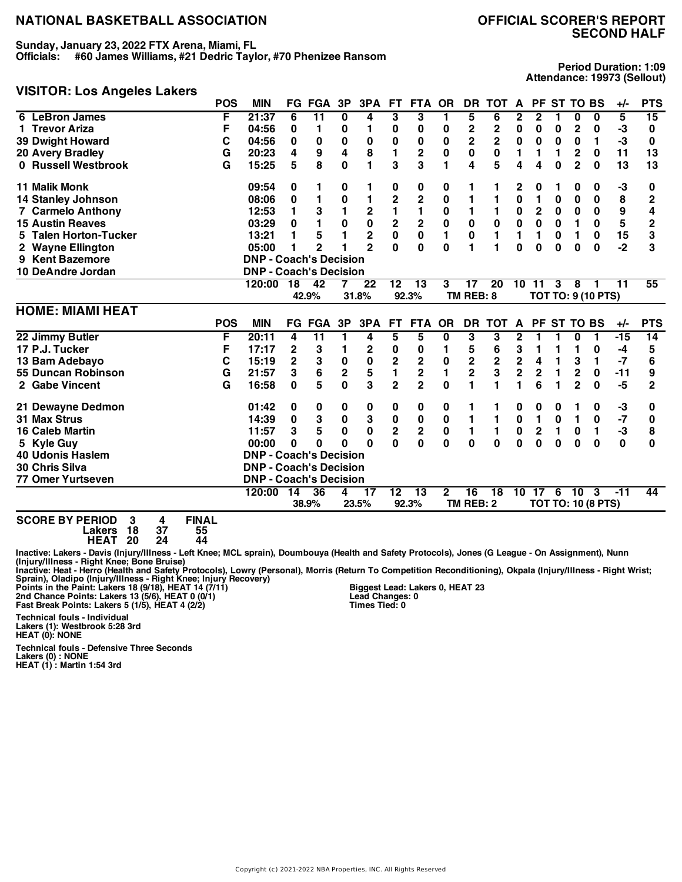# NATIONAL BASKETBALL ASSOCIATION

# OFFICIAL SCORER'S REPORT
## SECOND HALF

**Sunday, January 23, 2022 FTX Arena, Miami, FL**
**Officials: #60 James Williams, #21 Dedric Taylor, #70 Phenizee Ransom**

**Period Duration: 1:09**
**Attendance: 19973 (Sellout)**

## VISITOR: Los Angeles Lakers

| | POS | MIN | FG | FGA | 3P | 3PA | FT | FTA | OR | DR | TOT | A | PF | ST | TO | BS | +/- | PTS |
|---|---|---|---|---|---|---|---|---|---|---|---|---|---|---|---|---|---|---|
| 6 LeBron James | F | 21:37 | 6 | 11 | 0 | 4 | 3 | 3 | 1 | 5 | 6 | 2 | 2 | 1 | 0 | 0 | 5 | 15 |
| 1 Trevor Ariza | F | 04:56 | 0 | 1 | 0 | 1 | 0 | 0 | 0 | 2 | 2 | 0 | 0 | 0 | 2 | 0 | -3 | 0 |
| 39 Dwight Howard | C | 04:56 | 0 | 0 | 0 | 0 | 0 | 0 | 0 | 2 | 2 | 0 | 0 | 0 | 0 | 1 | -3 | 0 |
| 20 Avery Bradley | G | 20:23 | 4 | 9 | 4 | 8 | 1 | 2 | 0 | 0 | 0 | 1 | 1 | 1 | 2 | 0 | 11 | 13 |
| 0 Russell Westbrook | G | 15:25 | 5 | 8 | 0 | 1 | 3 | 3 | 1 | 4 | 5 | 4 | 4 | 0 | 2 | 0 | 13 | 13 |
| 11 Malik Monk | | 09:54 | 0 | 1 | 0 | 1 | 0 | 0 | 0 | 1 | 1 | 2 | 0 | 1 | 0 | 0 | -3 | 0 |
| 14 Stanley Johnson | | 08:06 | 0 | 1 | 0 | 1 | 2 | 2 | 0 | 1 | 1 | 0 | 1 | 0 | 0 | 0 | 8 | 2 |
| 7 Carmelo Anthony | | 12:53 | 1 | 3 | 1 | 2 | 1 | 1 | 0 | 1 | 1 | 0 | 2 | 0 | 0 | 0 | 9 | 4 |
| 15 Austin Reaves | | 03:29 | 0 | 1 | 0 | 0 | 2 | 2 | 0 | 0 | 0 | 0 | 0 | 0 | 1 | 0 | 5 | 2 |
| 5 Talen Horton-Tucker | | 13:21 | 1 | 5 | 1 | 2 | 0 | 0 | 1 | 0 | 1 | 1 | 1 | 0 | 1 | 0 | 15 | 3 |
| 2 Wayne Ellington | | 05:00 | 1 | 2 | 1 | 2 | 0 | 0 | 0 | 1 | 1 | 0 | 0 | 0 | 0 | 0 | -2 | 3 |
| 9 Kent Bazemore | | DNP - Coach's Decision | | | | | | | | | | | | | | | | |
| 10 DeAndre Jordan | | DNP - Coach's Decision | | | | | | | | | | | | | | | | |
| | | 120:00 | 18 | 42 | 7 | 22 | 12 | 13 | 3 | 17 | 20 | 10 | 11 | 3 | 8 | 1 | 11 | 55 |
| | | | | 42.9% | | 31.8% | | 92.3% | | TM REB: 8 | | | TOT TO: 9 (10 PTS) | | | | | |

## HOME: MIAMI HEAT

| | POS | MIN | FG | FGA | 3P | 3PA | FT | FTA | OR | DR | TOT | A | PF | ST | TO | BS | +/- | PTS |
|---|---|---|---|---|---|---|---|---|---|---|---|---|---|---|---|---|---|---|
| 22 Jimmy Butler | F | 20:11 | 4 | 11 | 1 | 4 | 5 | 5 | 0 | 3 | 3 | 2 | 1 | 1 | 0 | 1 | -15 | 14 |
| 17 P.J. Tucker | F | 17:17 | 2 | 3 | 1 | 2 | 0 | 0 | 1 | 5 | 6 | 3 | 1 | 1 | 1 | 0 | -4 | 5 |
| 13 Bam Adebayo | C | 15:19 | 2 | 3 | 0 | 0 | 2 | 2 | 0 | 2 | 2 | 2 | 4 | 1 | 3 | 1 | -7 | 6 |
| 55 Duncan Robinson | G | 21:57 | 3 | 6 | 2 | 5 | 1 | 2 | 1 | 2 | 3 | 2 | 2 | 1 | 2 | 0 | -11 | 9 |
| 2 Gabe Vincent | G | 16:58 | 0 | 5 | 0 | 3 | 2 | 2 | 0 | 1 | 1 | 1 | 6 | 1 | 2 | 0 | -5 | 2 |
| 21 Dewayne Dedmon | | 01:42 | 0 | 0 | 0 | 0 | 0 | 0 | 0 | 1 | 1 | 0 | 0 | 0 | 1 | 0 | -3 | 0 |
| 31 Max Strus | | 14:39 | 0 | 3 | 0 | 3 | 0 | 0 | 0 | 1 | 1 | 0 | 1 | 0 | 1 | 0 | -7 | 0 |
| 16 Caleb Martin | | 11:57 | 3 | 5 | 0 | 0 | 2 | 2 | 0 | 1 | 1 | 0 | 2 | 1 | 0 | 1 | -3 | 8 |
| 5 Kyle Guy | | 00:00 | 0 | 0 | 0 | 0 | 0 | 0 | 0 | 0 | 0 | 0 | 0 | 0 | 0 | 0 | 0 | 0 |
| 40 Udonis Haslem | | DNP - Coach's Decision | | | | | | | | | | | | | | | | |
| 30 Chris Silva | | DNP - Coach's Decision | | | | | | | | | | | | | | | | |
| 77 Omer Yurtseven | | DNP - Coach's Decision | | | | | | | | | | | | | | | | |
| | | 120:00 | 14 | 36 | 4 | 17 | 12 | 13 | 2 | 16 | 18 | 10 | 17 | 6 | 10 | 3 | -11 | 44 |
| | | | | 38.9% | | 23.5% | | 92.3% | | TM REB: 2 | | | TOT TO: 10 (8 PTS) | | | | | |

| SCORE BY PERIOD | 3 | 4 | FINAL |
|---|---|---|---|
| Lakers | 18 | 37 | 55 |
| HEAT | 20 | 24 | 44 |

Inactive: Lakers - Davis (Injury/Illness - Left Knee; MCL sprain), Doumbouya (Health and Safety Protocols), Jones (G League - On Assignment), Nunn (Injury/Illness - Right Knee; Bone Bruise)
Inactive: Heat - Herro (Health and Safety Protocols), Lowry (Personal), Morris (Return To Competition Reconditioning), Okpala (Injury/Illness - Right Wrist; Sprain), Oladipo (Injury/Illness - Right Knee; Injury Recovery)

Points in the Paint: Lakers 18 (9/18), HEAT 14 (7/11)
2nd Chance Points: Lakers 13 (5/6), HEAT 0 (0/1)
Fast Break Points: Lakers 5 (1/5), HEAT 4 (2/2)

Biggest Lead: Lakers 0, HEAT 23
Lead Changes: 0
Times Tied: 0

**Technical fouls - Individual**
Lakers (1): Westbrook 5:28 3rd
HEAT (0): NONE

**Technical fouls - Defensive Three Seconds**
Lakers (0) : NONE
HEAT (1) : Martin 1:54 3rd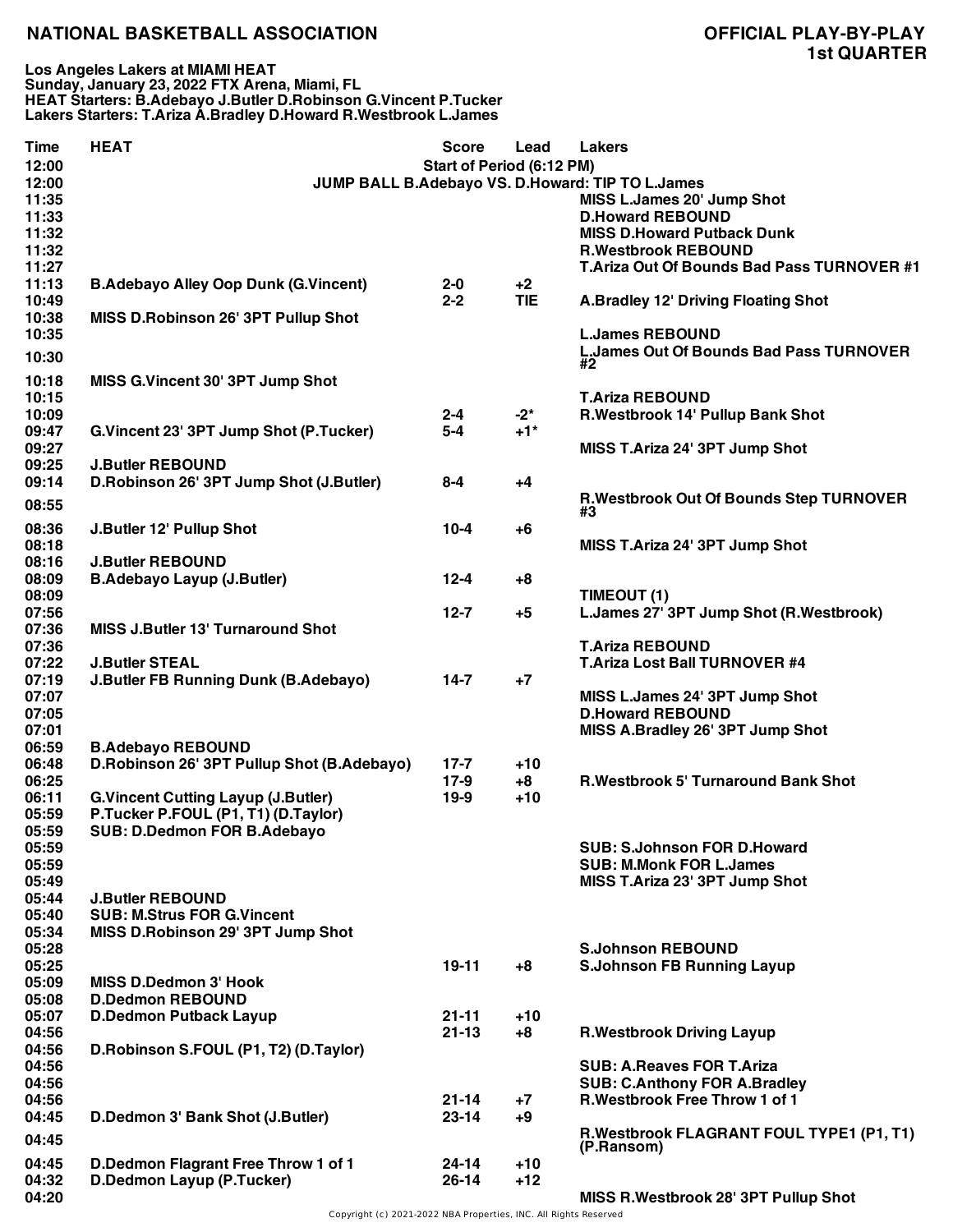**NATIONAL BASKETBALL ASSOCIATION**

**OFFICIAL PLAY-BY-PLAY**
**1st QUARTER**

**Los Angeles Lakers at MIAMI HEAT**
**Sunday, January 23, 2022 FTX Arena, Miami, FL**
**HEAT Starters: B.Adebayo J.Butler D.Robinson G.Vincent P.Tucker**
**Lakers Starters: T.Ariza A.Bradley D.Howard R.Westbrook L.James**

| Time | HEAT | Score | Lead | Lakers |
|---|---|---|---|---|
| 12:00 | | Start of Period (6:12 PM) | | |
| 12:00 | JUMP BALL B.Adebayo VS. D.Howard: TIP TO L.James | | | |
| 11:35 | | | | MISS L.James 20' Jump Shot |
| 11:33 | | | | D.Howard REBOUND |
| 11:32 | | | | MISS D.Howard Putback Dunk |
| 11:32 | | | | R.Westbrook REBOUND |
| 11:27 | | | | T.Ariza Out Of Bounds Bad Pass TURNOVER #1 |
| 11:13 | B.Adebayo Alley Oop Dunk (G.Vincent) | 2-0 | +2 | |
| 10:49 | | 2-2 | TIE | A.Bradley 12' Driving Floating Shot |
| 10:38 | MISS D.Robinson 26' 3PT Pullup Shot | | | |
| 10:35 | | | | L.James REBOUND |
| 10:30 | | | | L.James Out Of Bounds Bad Pass TURNOVER #2 |
| 10:18 | MISS G.Vincent 30' 3PT Jump Shot | | | |
| 10:15 | | | | T.Ariza REBOUND |
| 10:09 | | 2-4 | -2* | R.Westbrook 14' Pullup Bank Shot |
| 09:47 | G.Vincent 23' 3PT Jump Shot (P.Tucker) | 5-4 | +1* | |
| 09:27 | | | | MISS T.Ariza 24' 3PT Jump Shot |
| 09:25 | J.Butler REBOUND | | | |
| 09:14 | D.Robinson 26' 3PT Jump Shot (J.Butler) | 8-4 | +4 | |
| 08:55 | | | | R.Westbrook Out Of Bounds Step TURNOVER #3 |
| 08:36 | J.Butler 12' Pullup Shot | 10-4 | +6 | |
| 08:18 | | | | MISS T.Ariza 24' 3PT Jump Shot |
| 08:16 | J.Butler REBOUND | | | |
| 08:09 | B.Adebayo Layup (J.Butler) | 12-4 | +8 | |
| 08:09 | | | | TIMEOUT (1) |
| 07:56 | | 12-7 | +5 | L.James 27' 3PT Jump Shot (R.Westbrook) |
| 07:36 | MISS J.Butler 13' Turnaround Shot | | | |
| 07:36 | | | | T.Ariza REBOUND |
| 07:22 | J.Butler STEAL | | | T.Ariza Lost Ball TURNOVER #4 |
| 07:19 | J.Butler FB Running Dunk (B.Adebayo) | 14-7 | +7 | |
| 07:07 | | | | MISS L.James 24' 3PT Jump Shot |
| 07:05 | | | | D.Howard REBOUND |
| 07:01 | | | | MISS A.Bradley 26' 3PT Jump Shot |
| 06:59 | B.Adebayo REBOUND | | | |
| 06:48 | D.Robinson 26' 3PT Pullup Shot (B.Adebayo) | 17-7 | +10 | |
| 06:25 | | 17-9 | +8 | R.Westbrook 5' Turnaround Bank Shot |
| 06:11 | G.Vincent Cutting Layup (J.Butler) | 19-9 | +10 | |
| 05:59 | P.Tucker P.FOUL (P1, T1) (D.Taylor) | | | |
| 05:59 | SUB: D.Dedmon FOR B.Adebayo | | | |
| 05:59 | | | | SUB: S.Johnson FOR D.Howard |
| 05:59 | | | | SUB: M.Monk FOR L.James |
| 05:49 | | | | MISS T.Ariza 23' 3PT Jump Shot |
| 05:44 | J.Butler REBOUND | | | |
| 05:40 | SUB: M.Strus FOR G.Vincent | | | |
| 05:34 | MISS D.Robinson 29' 3PT Jump Shot | | | |
| 05:28 | | | | S.Johnson REBOUND |
| 05:25 | | 19-11 | +8 | S.Johnson FB Running Layup |
| 05:09 | MISS D.Dedmon 3' Hook | | | |
| 05:08 | D.Dedmon REBOUND | | | |
| 05:07 | D.Dedmon Putback Layup | 21-11 | +10 | |
| 04:56 | | 21-13 | +8 | R.Westbrook Driving Layup |
| 04:56 | D.Robinson S.FOUL (P1, T2) (D.Taylor) | | | |
| 04:56 | | | | SUB: A.Reaves FOR T.Ariza |
| 04:56 | | | | SUB: C.Anthony FOR A.Bradley |
| 04:56 | | 21-14 | +7 | R.Westbrook Free Throw 1 of 1 |
| 04:45 | D.Dedmon 3' Bank Shot (J.Butler) | 23-14 | +9 | |
| 04:45 | | | | R.Westbrook FLAGRANT FOUL TYPE1 (P1, T1) (P.Ransom) |
| 04:45 | D.Dedmon Flagrant Free Throw 1 of 1 | 24-14 | +10 | |
| 04:32 | D.Dedmon Layup (P.Tucker) | 26-14 | +12 | |
| 04:20 | | | | MISS R.Westbrook 28' 3PT Pullup Shot |

Copyright (c) 2021-2022 NBA Properties, INC. All Rights Reserved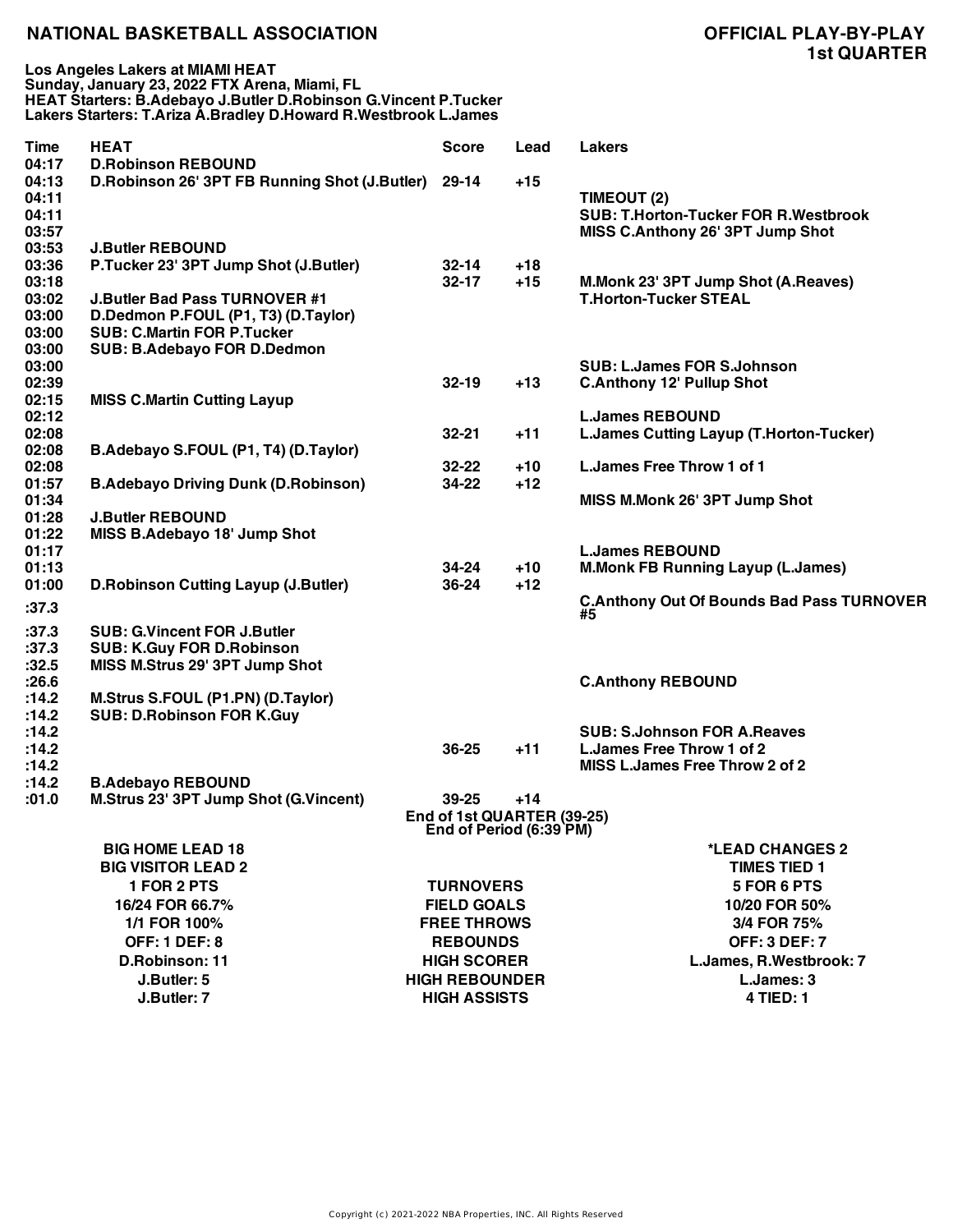# NATIONAL BASKETBALL ASSOCIATION

## OFFICIAL PLAY-BY-PLAY
## 1st QUARTER

**Los Angeles Lakers at MIAMI HEAT**
**Sunday, January 23, 2022 FTX Arena, Miami, FL**
**HEAT Starters: B.Adebayo J.Butler D.Robinson G.Vincent P.Tucker**
**Lakers Starters: T.Ariza A.Bradley D.Howard R.Westbrook L.James**

| Time | HEAT | Score | Lead | Lakers |
|---|---|---|---|---|
| 04:17 | D.Robinson REBOUND | | | |
| 04:13 | D.Robinson 26' 3PT FB Running Shot (J.Butler) | 29-14 | +15 | |
| 04:11 | | | | TIMEOUT (2) |
| 04:11 | | | | SUB: T.Horton-Tucker FOR R.Westbrook |
| 03:57 | | | | MISS C.Anthony 26' 3PT Jump Shot |
| 03:53 | J.Butler REBOUND | | | |
| 03:36 | P.Tucker 23' 3PT Jump Shot (J.Butler) | 32-14 | +18 | |
| 03:18 | | 32-17 | +15 | M.Monk 23' 3PT Jump Shot (A.Reaves) |
| 03:02 | J.Butler Bad Pass TURNOVER #1 | | | T.Horton-Tucker STEAL |
| 03:00 | D.Dedmon P.FOUL (P1, T3) (D.Taylor) | | | |
| 03:00 | SUB: C.Martin FOR P.Tucker | | | |
| 03:00 | SUB: B.Adebayo FOR D.Dedmon | | | |
| 03:00 | | | | SUB: L.James FOR S.Johnson |
| 02:39 | | 32-19 | +13 | C.Anthony 12' Pullup Shot |
| 02:15 | MISS C.Martin Cutting Layup | | | |
| 02:12 | | | | L.James REBOUND |
| 02:08 | | 32-21 | +11 | L.James Cutting Layup (T.Horton-Tucker) |
| 02:08 | B.Adebayo S.FOUL (P1, T4) (D.Taylor) | | | |
| 02:08 | | 32-22 | +10 | L.James Free Throw 1 of 1 |
| 01:57 | B.Adebayo Driving Dunk (D.Robinson) | 34-22 | +12 | |
| 01:34 | | | | MISS M.Monk 26' 3PT Jump Shot |
| 01:28 | J.Butler REBOUND | | | |
| 01:22 | MISS B.Adebayo 18' Jump Shot | | | |
| 01:17 | | | | L.James REBOUND |
| 01:13 | | 34-24 | +10 | M.Monk FB Running Layup (L.James) |
| 01:00 | D.Robinson Cutting Layup (J.Butler) | 36-24 | +12 | |
| :37.3 | | | | C.Anthony Out Of Bounds Bad Pass TURNOVER #5 |
| :37.3 | SUB: G.Vincent FOR J.Butler | | | |
| :37.3 | SUB: K.Guy FOR D.Robinson | | | |
| :32.5 | MISS M.Strus 29' 3PT Jump Shot | | | |
| :26.6 | | | | C.Anthony REBOUND |
| :14.2 | M.Strus S.FOUL (P1.PN) (D.Taylor) | | | |
| :14.2 | SUB: D.Robinson FOR K.Guy | | | |
| :14.2 | | | | SUB: S.Johnson FOR A.Reaves |
| :14.2 | | 36-25 | +11 | L.James Free Throw 1 of 2 |
| :14.2 | | | | MISS L.James Free Throw 2 of 2 |
| :14.2 | B.Adebayo REBOUND | | | |
| :01.0 | M.Strus 23' 3PT Jump Shot (G.Vincent) | 39-25 | +14 | |

**End of 1st QUARTER (39-25)**
**End of Period (6:39 PM)**

| HEAT | | Lakers |
|---|---|---|
| BIG HOME LEAD 18 | | *LEAD CHANGES 2 |
| BIG VISITOR LEAD 2 | | TIMES TIED 1 |
| 1 FOR 2 PTS | TURNOVERS | 5 FOR 6 PTS |
| 16/24 FOR 66.7% | FIELD GOALS | 10/20 FOR 50% |
| 1/1 FOR 100% | FREE THROWS | 3/4 FOR 75% |
| OFF: 1 DEF: 8 | REBOUNDS | OFF: 3 DEF: 7 |
| D.Robinson: 11 | HIGH SCORER | L.James, R.Westbrook: 7 |
| J.Butler: 5 | HIGH REBOUNDER | L.James: 3 |
| J.Butler: 7 | HIGH ASSISTS | 4 TIED: 1 |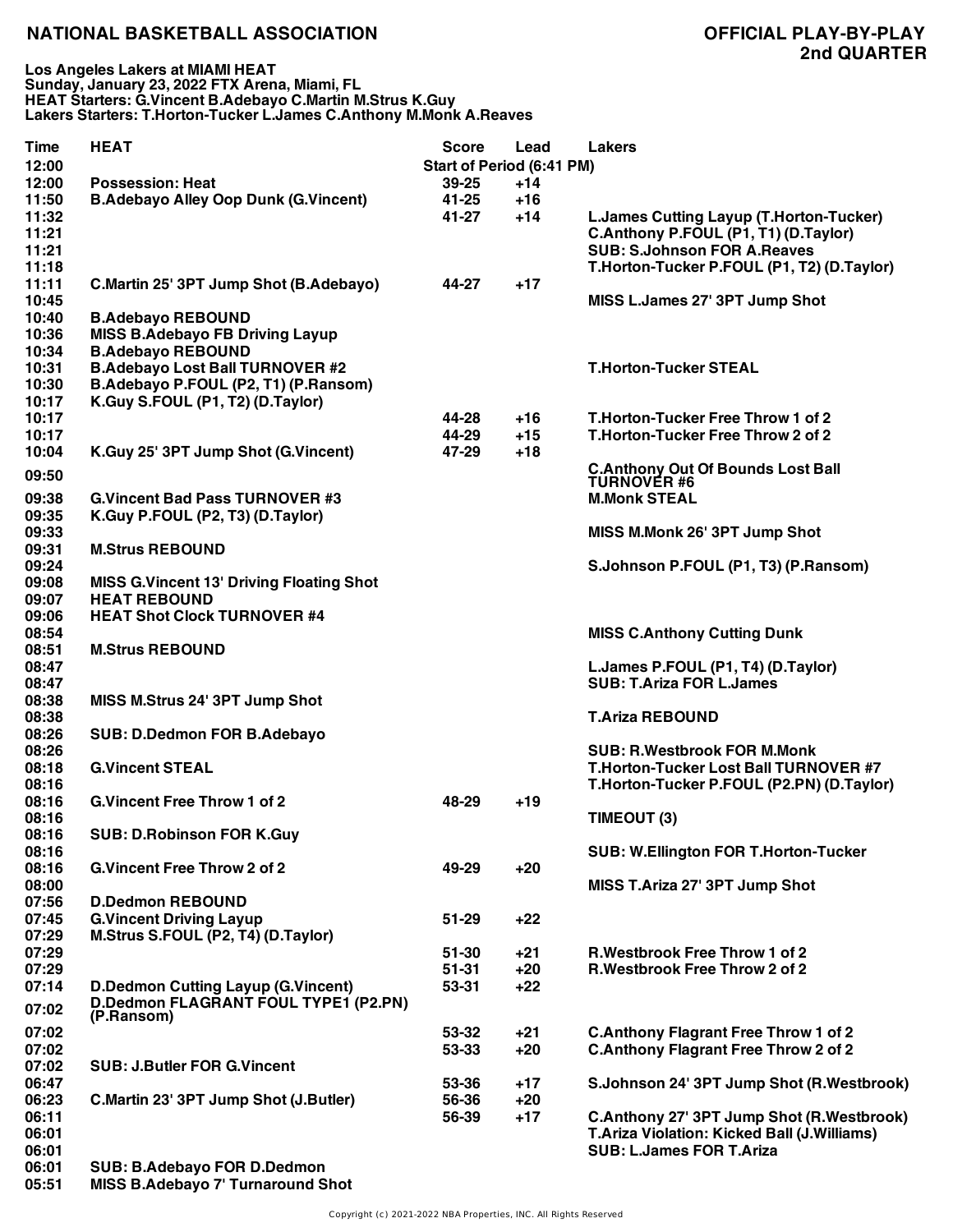# NATIONAL BASKETBALL ASSOCIATION

## OFFICIAL PLAY-BY-PLAY
## 2nd QUARTER

**Los Angeles Lakers at MIAMI HEAT**
**Sunday, January 23, 2022 FTX Arena, Miami, FL**
**HEAT Starters: G.Vincent B.Adebayo C.Martin M.Strus K.Guy**
**Lakers Starters: T.Horton-Tucker L.James C.Anthony M.Monk A.Reaves**

| Time | HEAT | Score | Lead | Lakers |
|---|---|---|---|---|
| 12:00 | | Start of Period (6:41 PM) | | |
| 12:00 | Possession: Heat | 39-25 | +14 | |
| 11:50 | B.Adebayo Alley Oop Dunk (G.Vincent) | 41-25 | +16 | |
| 11:32 | | 41-27 | +14 | L.James Cutting Layup (T.Horton-Tucker) |
| 11:21 | | | | C.Anthony P.FOUL (P1, T1) (D.Taylor) |
| 11:21 | | | | SUB: S.Johnson FOR A.Reaves |
| 11:18 | | | | T.Horton-Tucker P.FOUL (P1, T2) (D.Taylor) |
| 11:11 | C.Martin 25' 3PT Jump Shot (B.Adebayo) | 44-27 | +17 | |
| 10:45 | | | | MISS L.James 27' 3PT Jump Shot |
| 10:40 | B.Adebayo REBOUND | | | |
| 10:36 | MISS B.Adebayo FB Driving Layup | | | |
| 10:34 | B.Adebayo REBOUND | | | |
| 10:31 | B.Adebayo Lost Ball TURNOVER #2 | | | T.Horton-Tucker STEAL |
| 10:30 | B.Adebayo P.FOUL (P2, T1) (P.Ransom) | | | |
| 10:17 | K.Guy S.FOUL (P1, T2) (D.Taylor) | | | |
| 10:17 | | 44-28 | +16 | T.Horton-Tucker Free Throw 1 of 2 |
| 10:17 | | 44-29 | +15 | T.Horton-Tucker Free Throw 2 of 2 |
| 10:04 | K.Guy 25' 3PT Jump Shot (G.Vincent) | 47-29 | +18 | |
| 09:50 | | | | C.Anthony Out Of Bounds Lost Ball TURNOVER #6 |
| 09:38 | G.Vincent Bad Pass TURNOVER #3 | | | M.Monk STEAL |
| 09:35 | K.Guy P.FOUL (P2, T3) (D.Taylor) | | | |
| 09:33 | | | | MISS M.Monk 26' 3PT Jump Shot |
| 09:31 | M.Strus REBOUND | | | |
| 09:24 | | | | S.Johnson P.FOUL (P1, T3) (P.Ransom) |
| 09:08 | MISS G.Vincent 13' Driving Floating Shot | | | |
| 09:07 | HEAT REBOUND | | | |
| 09:06 | HEAT Shot Clock TURNOVER #4 | | | |
| 08:54 | | | | MISS C.Anthony Cutting Dunk |
| 08:51 | M.Strus REBOUND | | | |
| 08:47 | | | | L.James P.FOUL (P1, T4) (D.Taylor) |
| 08:47 | | | | SUB: T.Ariza FOR L.James |
| 08:38 | MISS M.Strus 24' 3PT Jump Shot | | | |
| 08:38 | | | | T.Ariza REBOUND |
| 08:26 | SUB: D.Dedmon FOR B.Adebayo | | | |
| 08:26 | | | | SUB: R.Westbrook FOR M.Monk |
| 08:18 | G.Vincent STEAL | | | T.Horton-Tucker Lost Ball TURNOVER #7 |
| 08:16 | | | | T.Horton-Tucker P.FOUL (P2.PN) (D.Taylor) |
| 08:16 | G.Vincent Free Throw 1 of 2 | 48-29 | +19 | |
| 08:16 | | | | TIMEOUT (3) |
| 08:16 | SUB: D.Robinson FOR K.Guy | | | |
| 08:16 | | | | SUB: W.Ellington FOR T.Horton-Tucker |
| 08:16 | G.Vincent Free Throw 2 of 2 | 49-29 | +20 | |
| 08:00 | | | | MISS T.Ariza 27' 3PT Jump Shot |
| 07:56 | D.Dedmon REBOUND | | | |
| 07:45 | G.Vincent Driving Layup | 51-29 | +22 | |
| 07:29 | M.Strus S.FOUL (P2, T4) (D.Taylor) | | | |
| 07:29 | | 51-30 | +21 | R.Westbrook Free Throw 1 of 2 |
| 07:29 | | 51-31 | +20 | R.Westbrook Free Throw 2 of 2 |
| 07:14 | D.Dedmon Cutting Layup (G.Vincent) | 53-31 | +22 | |
| 07:02 | D.Dedmon FLAGRANT FOUL TYPE1 (P2.PN) (P.Ransom) | | | |
| 07:02 | | 53-32 | +21 | C.Anthony Flagrant Free Throw 1 of 2 |
| 07:02 | | 53-33 | +20 | C.Anthony Flagrant Free Throw 2 of 2 |
| 07:02 | SUB: J.Butler FOR G.Vincent | | | |
| 06:47 | | 53-36 | +17 | S.Johnson 24' 3PT Jump Shot (R.Westbrook) |
| 06:23 | C.Martin 23' 3PT Jump Shot (J.Butler) | 56-36 | +20 | |
| 06:11 | | 56-39 | +17 | C.Anthony 27' 3PT Jump Shot (R.Westbrook) |
| 06:01 | | | | T.Ariza Violation: Kicked Ball (J.Williams) |
| 06:01 | | | | SUB: L.James FOR T.Ariza |
| 06:01 | SUB: B.Adebayo FOR D.Dedmon | | | |
| 05:51 | MISS B.Adebayo 7' Turnaround Shot | | | |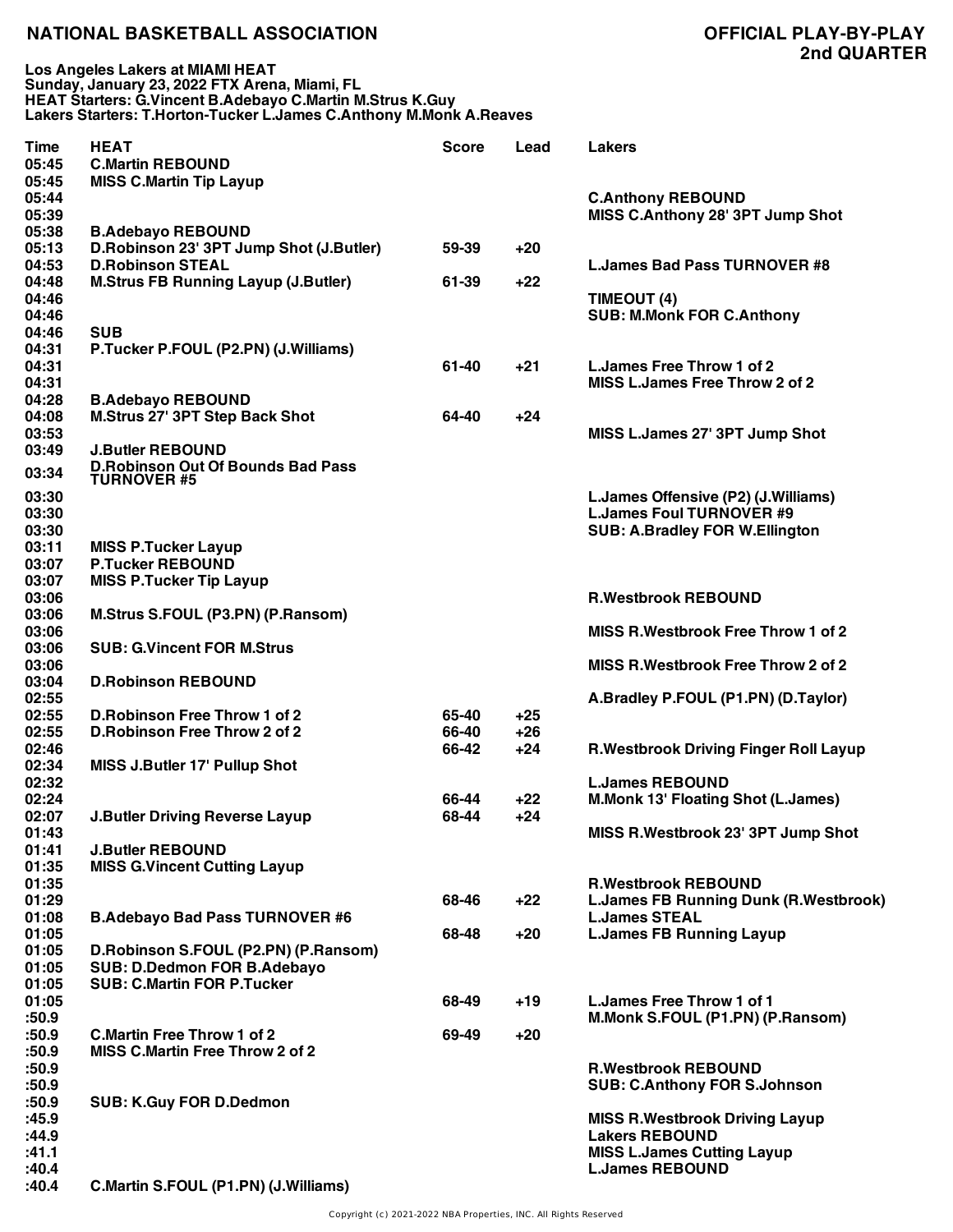# NATIONAL BASKETBALL ASSOCIATION

## OFFICIAL PLAY-BY-PLAY
## 2nd QUARTER

**Los Angeles Lakers at MIAMI HEAT**
**Sunday, January 23, 2022 FTX Arena, Miami, FL**
**HEAT Starters: G.Vincent B.Adebayo C.Martin M.Strus K.Guy**
**Lakers Starters: T.Horton-Tucker L.James C.Anthony M.Monk A.Reaves**

| Time | HEAT | Score | Lead | Lakers |
|---|---|---|---|---|
| 05:45 | C.Martin REBOUND | | | |
| 05:45 | MISS C.Martin Tip Layup | | | |
| 05:44 | | | | C.Anthony REBOUND |
| 05:39 | | | | MISS C.Anthony 28' 3PT Jump Shot |
| 05:38 | B.Adebayo REBOUND | | | |
| 05:13 | D.Robinson 23' 3PT Jump Shot (J.Butler) | 59-39 | +20 | |
| 04:53 | D.Robinson STEAL | | | L.James Bad Pass TURNOVER #8 |
| 04:48 | M.Strus FB Running Layup (J.Butler) | 61-39 | +22 | |
| 04:46 | | | | TIMEOUT (4) |
| 04:46 | | | | SUB: M.Monk FOR C.Anthony |
| 04:46 | SUB | | | |
| 04:31 | P.Tucker P.FOUL (P2.PN) (J.Williams) | | | |
| 04:31 | | 61-40 | +21 | L.James Free Throw 1 of 2 |
| 04:31 | | | | MISS L.James Free Throw 2 of 2 |
| 04:28 | B.Adebayo REBOUND | | | |
| 04:08 | M.Strus 27' 3PT Step Back Shot | 64-40 | +24 | |
| 03:53 | | | | MISS L.James 27' 3PT Jump Shot |
| 03:49 | J.Butler REBOUND | | | |
| 03:34 | D.Robinson Out Of Bounds Bad Pass TURNOVER #5 | | | |
| 03:30 | | | | L.James Offensive (P2) (J.Williams) |
| 03:30 | | | | L.James Foul TURNOVER #9 |
| 03:30 | | | | SUB: A.Bradley FOR W.Ellington |
| 03:11 | MISS P.Tucker Layup | | | |
| 03:07 | P.Tucker REBOUND | | | |
| 03:07 | MISS P.Tucker Tip Layup | | | |
| 03:06 | | | | R.Westbrook REBOUND |
| 03:06 | M.Strus S.FOUL (P3.PN) (P.Ransom) | | | |
| 03:06 | | | | MISS R.Westbrook Free Throw 1 of 2 |
| 03:06 | SUB: G.Vincent FOR M.Strus | | | |
| 03:06 | | | | MISS R.Westbrook Free Throw 2 of 2 |
| 03:04 | D.Robinson REBOUND | | | |
| 02:55 | | | | A.Bradley P.FOUL (P1.PN) (D.Taylor) |
| 02:55 | D.Robinson Free Throw 1 of 2 | 65-40 | +25 | |
| 02:55 | D.Robinson Free Throw 2 of 2 | 66-40 | +26 | |
| 02:46 | | 66-42 | +24 | R.Westbrook Driving Finger Roll Layup |
| 02:34 | MISS J.Butler 17' Pullup Shot | | | |
| 02:32 | | | | L.James REBOUND |
| 02:24 | | 66-44 | +22 | M.Monk 13' Floating Shot (L.James) |
| 02:07 | J.Butler Driving Reverse Layup | 68-44 | +24 | |
| 01:43 | | | | MISS R.Westbrook 23' 3PT Jump Shot |
| 01:41 | J.Butler REBOUND | | | |
| 01:35 | MISS G.Vincent Cutting Layup | | | |
| 01:35 | | | | R.Westbrook REBOUND |
| 01:29 | | 68-46 | +22 | L.James FB Running Dunk (R.Westbrook) |
| 01:08 | B.Adebayo Bad Pass TURNOVER #6 | | | L.James STEAL |
| 01:05 | | 68-48 | +20 | L.James FB Running Layup |
| 01:05 | D.Robinson S.FOUL (P2.PN) (P.Ransom) | | | |
| 01:05 | SUB: D.Dedmon FOR B.Adebayo | | | |
| 01:05 | SUB: C.Martin FOR P.Tucker | | | |
| 01:05 | | 68-49 | +19 | L.James Free Throw 1 of 1 |
| :50.9 | | | | M.Monk S.FOUL (P1.PN) (P.Ransom) |
| :50.9 | C.Martin Free Throw 1 of 2 | 69-49 | +20 | |
| :50.9 | MISS C.Martin Free Throw 2 of 2 | | | |
| :50.9 | | | | R.Westbrook REBOUND |
| :50.9 | | | | SUB: C.Anthony FOR S.Johnson |
| :50.9 | SUB: K.Guy FOR D.Dedmon | | | |
| :45.9 | | | | MISS R.Westbrook Driving Layup |
| :44.9 | | | | Lakers REBOUND |
| :41.1 | | | | MISS L.James Cutting Layup |
| :40.4 | | | | L.James REBOUND |
| :40.4 | C.Martin S.FOUL (P1.PN) (J.Williams) | | | |

Copyright (c) 2021-2022 NBA Properties, INC. All Rights Reserved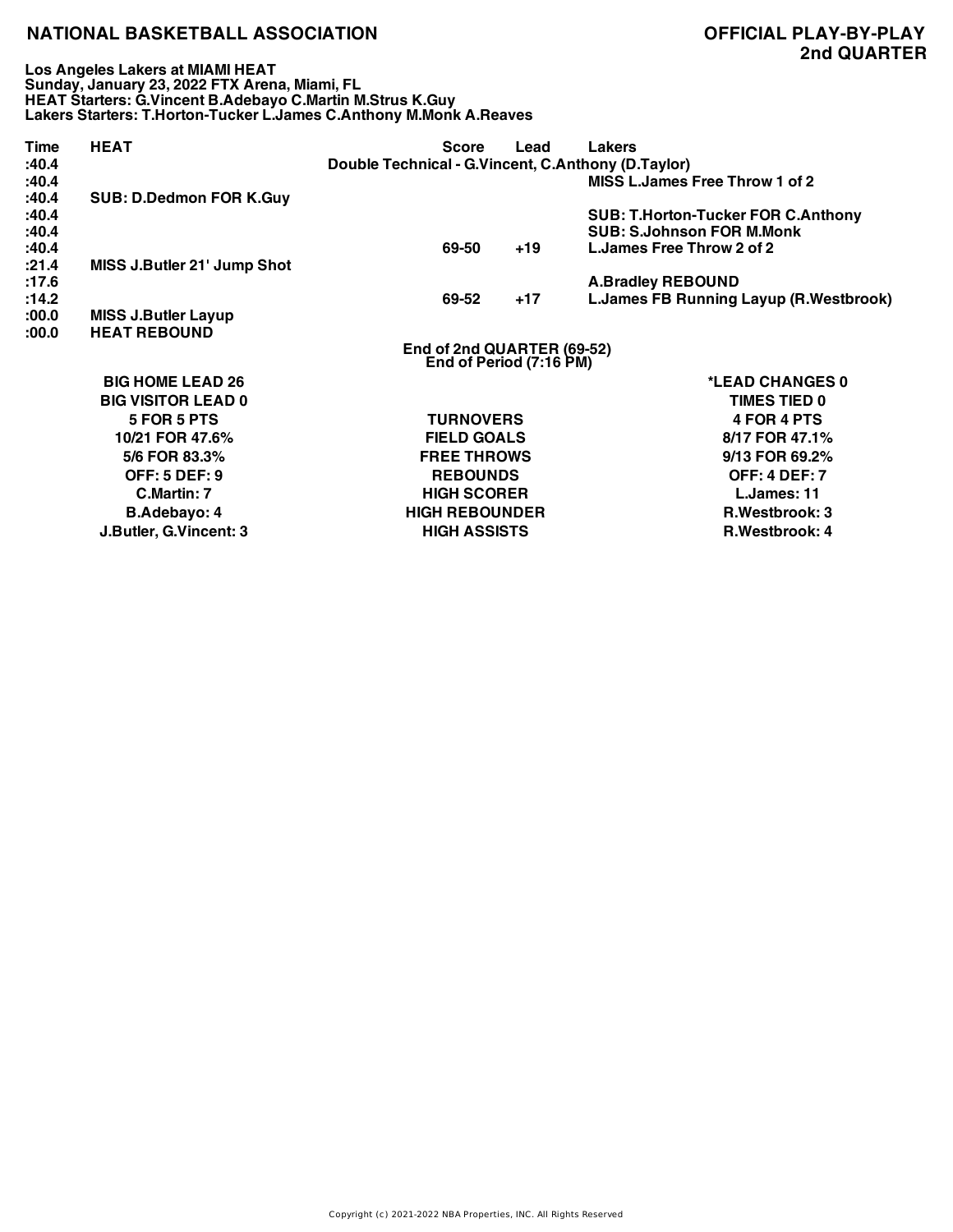# NATIONAL BASKETBALL ASSOCIATION

## OFFICIAL PLAY-BY-PLAY
## 2nd QUARTER

**Los Angeles Lakers at MIAMI HEAT**
**Sunday, January 23, 2022 FTX Arena, Miami, FL**
**HEAT Starters: G.Vincent B.Adebayo C.Martin M.Strus K.Guy**
**Lakers Starters: T.Horton-Tucker L.James C.Anthony M.Monk A.Reaves**

| Time | HEAT | Score | Lead | Lakers |
|---|---|---|---|---|
| :40.4 | Double Technical - G.Vincent, C.Anthony (D.Taylor) | | | |
| :40.4 | | | | MISS L.James Free Throw 1 of 2 |
| :40.4 | SUB: D.Dedmon FOR K.Guy | | | |
| :40.4 | | | | SUB: T.Horton-Tucker FOR C.Anthony |
| :40.4 | | | | SUB: S.Johnson FOR M.Monk |
| :40.4 | | 69-50 | +19 | L.James Free Throw 2 of 2 |
| :21.4 | MISS J.Butler 21' Jump Shot | | | |
| :17.6 | | | | A.Bradley REBOUND |
| :14.2 | | 69-52 | +17 | L.James FB Running Layup (R.Westbrook) |
| :00.0 | MISS J.Butler Layup | | | |
| :00.0 | HEAT REBOUND | | | |

**End of 2nd QUARTER (69-52)**
**End of Period (7:16 PM)**

| HEAT | | Lakers |
|---|---|---|
| BIG HOME LEAD 26 | | *LEAD CHANGES 0 |
| BIG VISITOR LEAD 0 | | TIMES TIED 0 |
| 5 FOR 5 PTS | TURNOVERS | 4 FOR 4 PTS |
| 10/21 FOR 47.6% | FIELD GOALS | 8/17 FOR 47.1% |
| 5/6 FOR 83.3% | FREE THROWS | 9/13 FOR 69.2% |
| OFF: 5 DEF: 9 | REBOUNDS | OFF: 4 DEF: 7 |
| C.Martin: 7 | HIGH SCORER | L.James: 11 |
| B.Adebayo: 4 | HIGH REBOUNDER | R.Westbrook: 3 |
| J.Butler, G.Vincent: 3 | HIGH ASSISTS | R.Westbrook: 4 |

Copyright (c) 2021-2022 NBA Properties, INC. All Rights Reserved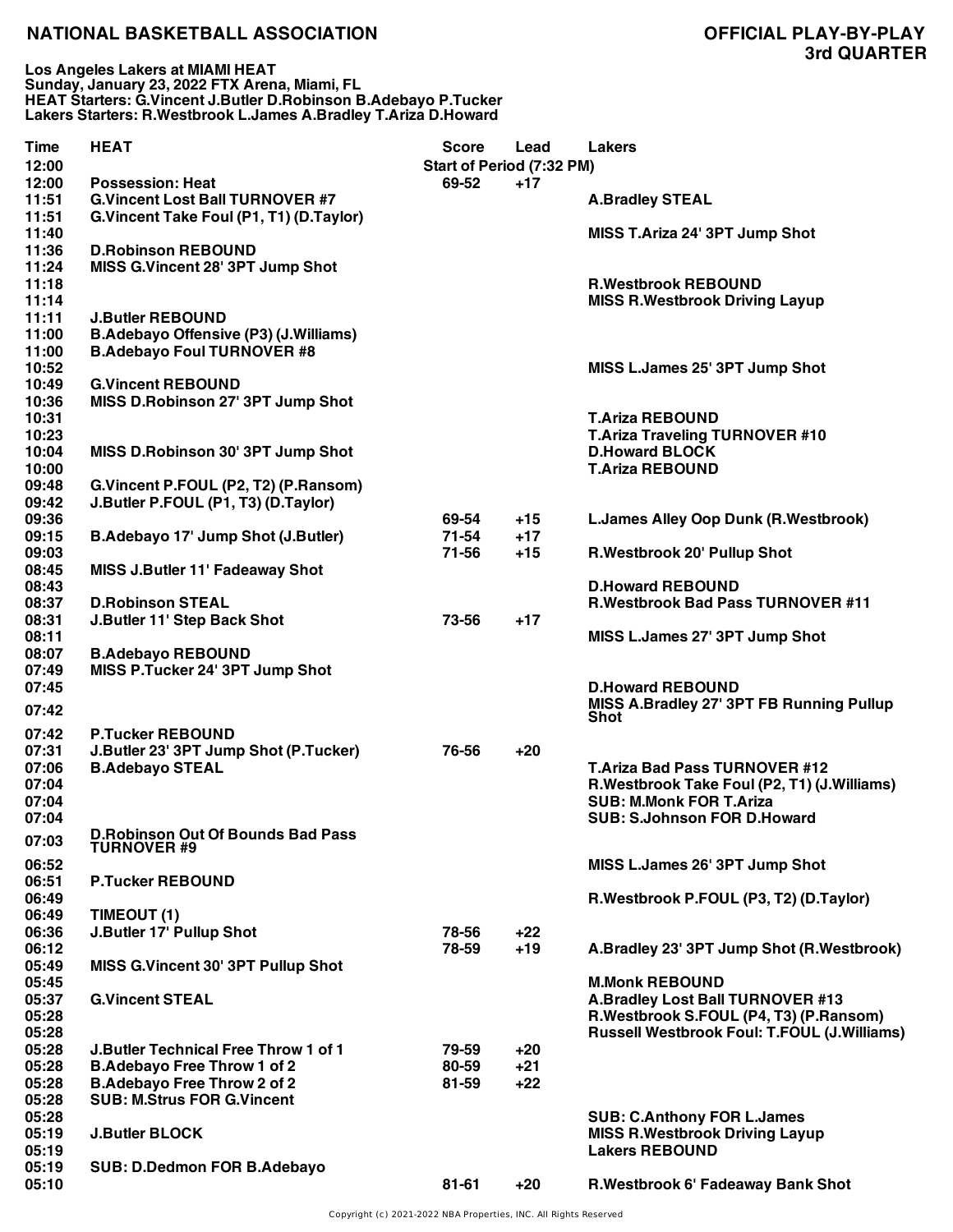**NATIONAL BASKETBALL ASSOCIATION** — **OFFICIAL PLAY-BY-PLAY**
**3rd QUARTER**

**Los Angeles Lakers at MIAMI HEAT**
**Sunday, January 23, 2022 FTX Arena, Miami, FL**
**HEAT Starters: G.Vincent J.Butler D.Robinson B.Adebayo P.Tucker**
**Lakers Starters: R.Westbrook L.James A.Bradley T.Ariza D.Howard**

| Time | HEAT | Score | Lead | Lakers |
|---|---|---|---|---|
| 12:00 | | Start of Period (7:32 PM) | | |
| 12:00 | Possession: Heat | 69-52 | +17 | |
| 11:51 | G.Vincent Lost Ball TURNOVER #7 | | | A.Bradley STEAL |
| 11:51 | G.Vincent Take Foul (P1, T1) (D.Taylor) | | | |
| 11:40 | | | | MISS T.Ariza 24' 3PT Jump Shot |
| 11:36 | D.Robinson REBOUND | | | |
| 11:24 | MISS G.Vincent 28' 3PT Jump Shot | | | |
| 11:18 | | | | R.Westbrook REBOUND |
| 11:14 | | | | MISS R.Westbrook Driving Layup |
| 11:11 | J.Butler REBOUND | | | |
| 11:00 | B.Adebayo Offensive (P3) (J.Williams) | | | |
| 11:00 | B.Adebayo Foul TURNOVER #8 | | | |
| 10:52 | | | | MISS L.James 25' 3PT Jump Shot |
| 10:49 | G.Vincent REBOUND | | | |
| 10:36 | MISS D.Robinson 27' 3PT Jump Shot | | | |
| 10:31 | | | | T.Ariza REBOUND |
| 10:23 | | | | T.Ariza Traveling TURNOVER #10 |
| 10:04 | MISS D.Robinson 30' 3PT Jump Shot | | | D.Howard BLOCK |
| 10:00 | | | | T.Ariza REBOUND |
| 09:48 | G.Vincent P.FOUL (P2, T2) (P.Ransom) | | | |
| 09:42 | J.Butler P.FOUL (P1, T3) (D.Taylor) | | | |
| 09:36 | | 69-54 | +15 | L.James Alley Oop Dunk (R.Westbrook) |
| 09:15 | B.Adebayo 17' Jump Shot (J.Butler) | 71-54 | +17 | |
| 09:03 | | 71-56 | +15 | R.Westbrook 20' Pullup Shot |
| 08:45 | MISS J.Butler 11' Fadeaway Shot | | | |
| 08:43 | | | | D.Howard REBOUND |
| 08:37 | D.Robinson STEAL | | | R.Westbrook Bad Pass TURNOVER #11 |
| 08:31 | J.Butler 11' Step Back Shot | 73-56 | +17 | |
| 08:11 | | | | MISS L.James 27' 3PT Jump Shot |
| 08:07 | B.Adebayo REBOUND | | | |
| 07:49 | MISS P.Tucker 24' 3PT Jump Shot | | | |
| 07:45 | | | | D.Howard REBOUND |
| 07:42 | | | | MISS A.Bradley 27' 3PT FB Running Pullup Shot |
| 07:42 | P.Tucker REBOUND | | | |
| 07:31 | J.Butler 23' 3PT Jump Shot (P.Tucker) | 76-56 | +20 | |
| 07:06 | B.Adebayo STEAL | | | T.Ariza Bad Pass TURNOVER #12 |
| 07:04 | | | | R.Westbrook Take Foul (P2, T1) (J.Williams) |
| 07:04 | | | | SUB: M.Monk FOR T.Ariza |
| 07:04 | | | | SUB: S.Johnson FOR D.Howard |
| 07:03 | D.Robinson Out Of Bounds Bad Pass TURNOVER #9 | | | |
| 06:52 | | | | MISS L.James 26' 3PT Jump Shot |
| 06:51 | P.Tucker REBOUND | | | |
| 06:49 | | | | R.Westbrook P.FOUL (P3, T2) (D.Taylor) |
| 06:49 | TIMEOUT (1) | | | |
| 06:36 | J.Butler 17' Pullup Shot | 78-56 | +22 | |
| 06:12 | | 78-59 | +19 | A.Bradley 23' 3PT Jump Shot (R.Westbrook) |
| 05:49 | MISS G.Vincent 30' 3PT Pullup Shot | | | |
| 05:45 | | | | M.Monk REBOUND |
| 05:37 | G.Vincent STEAL | | | A.Bradley Lost Ball TURNOVER #13 |
| 05:28 | | | | R.Westbrook S.FOUL (P4, T3) (P.Ransom) |
| 05:28 | | | | Russell Westbrook Foul: T.FOUL (J.Williams) |
| 05:28 | J.Butler Technical Free Throw 1 of 1 | 79-59 | +20 | |
| 05:28 | B.Adebayo Free Throw 1 of 2 | 80-59 | +21 | |
| 05:28 | B.Adebayo Free Throw 2 of 2 | 81-59 | +22 | |
| 05:28 | SUB: M.Strus FOR G.Vincent | | | |
| 05:28 | | | | SUB: C.Anthony FOR L.James |
| 05:19 | J.Butler BLOCK | | | MISS R.Westbrook Driving Layup |
| 05:19 | | | | Lakers REBOUND |
| 05:19 | SUB: D.Dedmon FOR B.Adebayo | | | |
| 05:10 | | 81-61 | +20 | R.Westbrook 6' Fadeaway Bank Shot |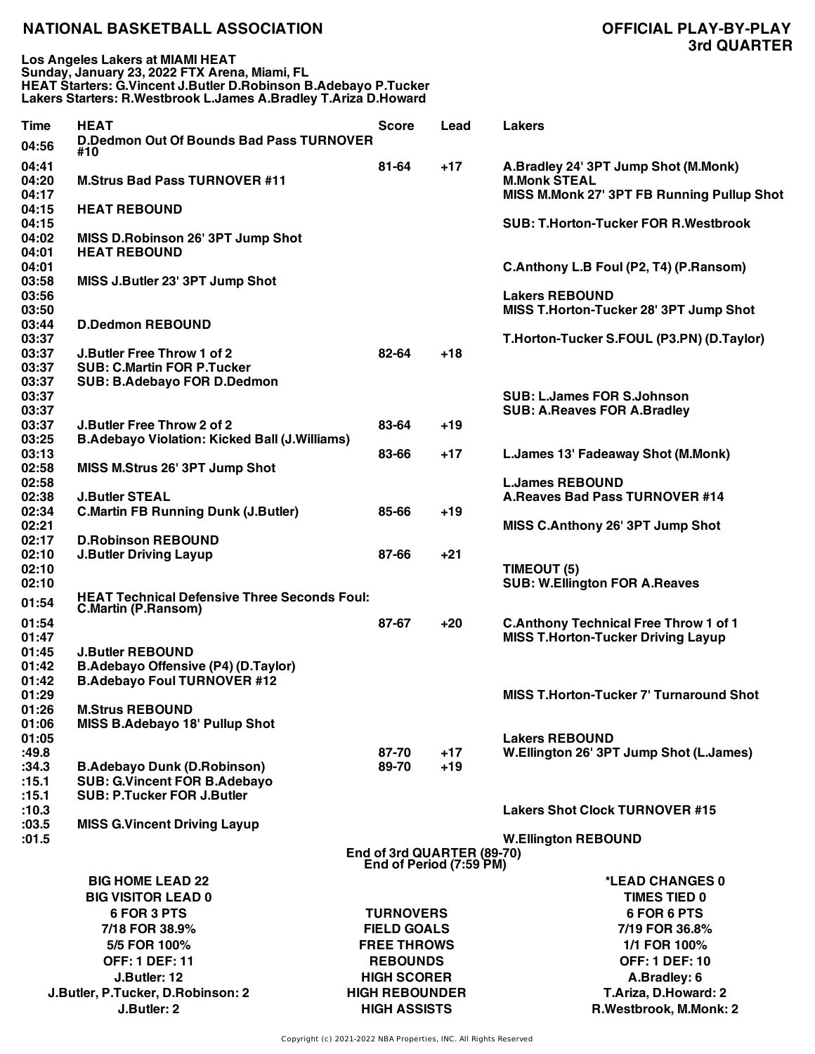**NATIONAL BASKETBALL ASSOCIATION** **OFFICIAL PLAY-BY-PLAY**
**3rd QUARTER**

**Los Angeles Lakers at MIAMI HEAT**
**Sunday, January 23, 2022 FTX Arena, Miami, FL**
**HEAT Starters: G.Vincent J.Butler D.Robinson B.Adebayo P.Tucker**
**Lakers Starters: R.Westbrook L.James A.Bradley T.Ariza D.Howard**

| Time | HEAT | Score | Lead | Lakers |
|---|---|---|---|---|
| 04:56 | D.Dedmon Out Of Bounds Bad Pass TURNOVER #10 | | | |
| 04:41 | | 81-64 | +17 | A.Bradley 24' 3PT Jump Shot (M.Monk) |
| 04:20 | M.Strus Bad Pass TURNOVER #11 | | | M.Monk STEAL |
| 04:17 | | | | MISS M.Monk 27' 3PT FB Running Pullup Shot |
| 04:15 | HEAT REBOUND | | | |
| 04:15 | | | | SUB: T.Horton-Tucker FOR R.Westbrook |
| 04:02 | MISS D.Robinson 26' 3PT Jump Shot | | | |
| 04:01 | HEAT REBOUND | | | |
| 04:01 | | | | C.Anthony L.B Foul (P2, T4) (P.Ransom) |
| 03:58 | MISS J.Butler 23' 3PT Jump Shot | | | |
| 03:56 | | | | Lakers REBOUND |
| 03:50 | | | | MISS T.Horton-Tucker 28' 3PT Jump Shot |
| 03:44 | D.Dedmon REBOUND | | | |
| 03:37 | | | | T.Horton-Tucker S.FOUL (P3.PN) (D.Taylor) |
| 03:37 | J.Butler Free Throw 1 of 2 | 82-64 | +18 | |
| 03:37 | SUB: C.Martin FOR P.Tucker | | | |
| 03:37 | SUB: B.Adebayo FOR D.Dedmon | | | |
| 03:37 | | | | SUB: L.James FOR S.Johnson |
| 03:37 | | | | SUB: A.Reaves FOR A.Bradley |
| 03:37 | J.Butler Free Throw 2 of 2 | 83-64 | +19 | |
| 03:25 | B.Adebayo Violation: Kicked Ball (J.Williams) | | | |
| 03:13 | | 83-66 | +17 | L.James 13' Fadeaway Shot (M.Monk) |
| 02:58 | MISS M.Strus 26' 3PT Jump Shot | | | |
| 02:58 | | | | L.James REBOUND |
| 02:38 | J.Butler STEAL | | | A.Reaves Bad Pass TURNOVER #14 |
| 02:34 | C.Martin FB Running Dunk (J.Butler) | 85-66 | +19 | |
| 02:21 | | | | MISS C.Anthony 26' 3PT Jump Shot |
| 02:17 | D.Robinson REBOUND | | | |
| 02:10 | J.Butler Driving Layup | 87-66 | +21 | |
| 02:10 | | | | TIMEOUT (5) |
| 02:10 | | | | SUB: W.Ellington FOR A.Reaves |
| 01:54 | HEAT Technical Defensive Three Seconds Foul: C.Martin (P.Ransom) | | | |
| 01:54 | | 87-67 | +20 | C.Anthony Technical Free Throw 1 of 1 |
| 01:47 | | | | MISS T.Horton-Tucker Driving Layup |
| 01:45 | J.Butler REBOUND | | | |
| 01:42 | B.Adebayo Offensive (P4) (D.Taylor) | | | |
| 01:42 | B.Adebayo Foul TURNOVER #12 | | | |
| 01:29 | | | | MISS T.Horton-Tucker 7' Turnaround Shot |
| 01:26 | M.Strus REBOUND | | | |
| 01:06 | MISS B.Adebayo 18' Pullup Shot | | | |
| 01:05 | | | | Lakers REBOUND |
| :49.8 | | 87-70 | +17 | W.Ellington 26' 3PT Jump Shot (L.James) |
| :34.3 | B.Adebayo Dunk (D.Robinson) | 89-70 | +19 | |
| :15.1 | SUB: G.Vincent FOR B.Adebayo | | | |
| :15.1 | SUB: P.Tucker FOR J.Butler | | | |
| :10.3 | | | | Lakers Shot Clock TURNOVER #15 |
| :03.5 | MISS G.Vincent Driving Layup | | | |
| :01.5 | | | | W.Ellington REBOUND |

**End of 3rd QUARTER (89-70)**
**End of Period (7:59 PM)**

| HEAT | | Lakers |
|---|---|---|
| BIG HOME LEAD 22 | | *LEAD CHANGES 0 |
| BIG VISITOR LEAD 0 | | TIMES TIED 0 |
| 6 FOR 3 PTS | TURNOVERS | 6 FOR 6 PTS |
| 7/18 FOR 38.9% | FIELD GOALS | 7/19 FOR 36.8% |
| 5/5 FOR 100% | FREE THROWS | 1/1 FOR 100% |
| OFF: 1 DEF: 11 | REBOUNDS | OFF: 1 DEF: 10 |
| J.Butler: 12 | HIGH SCORER | A.Bradley: 6 |
| J.Butler, P.Tucker, D.Robinson: 2 | HIGH REBOUNDER | T.Ariza, D.Howard: 2 |
| J.Butler: 2 | HIGH ASSISTS | R.Westbrook, M.Monk: 2 |

Copyright (c) 2021-2022 NBA Properties, INC. All Rights Reserved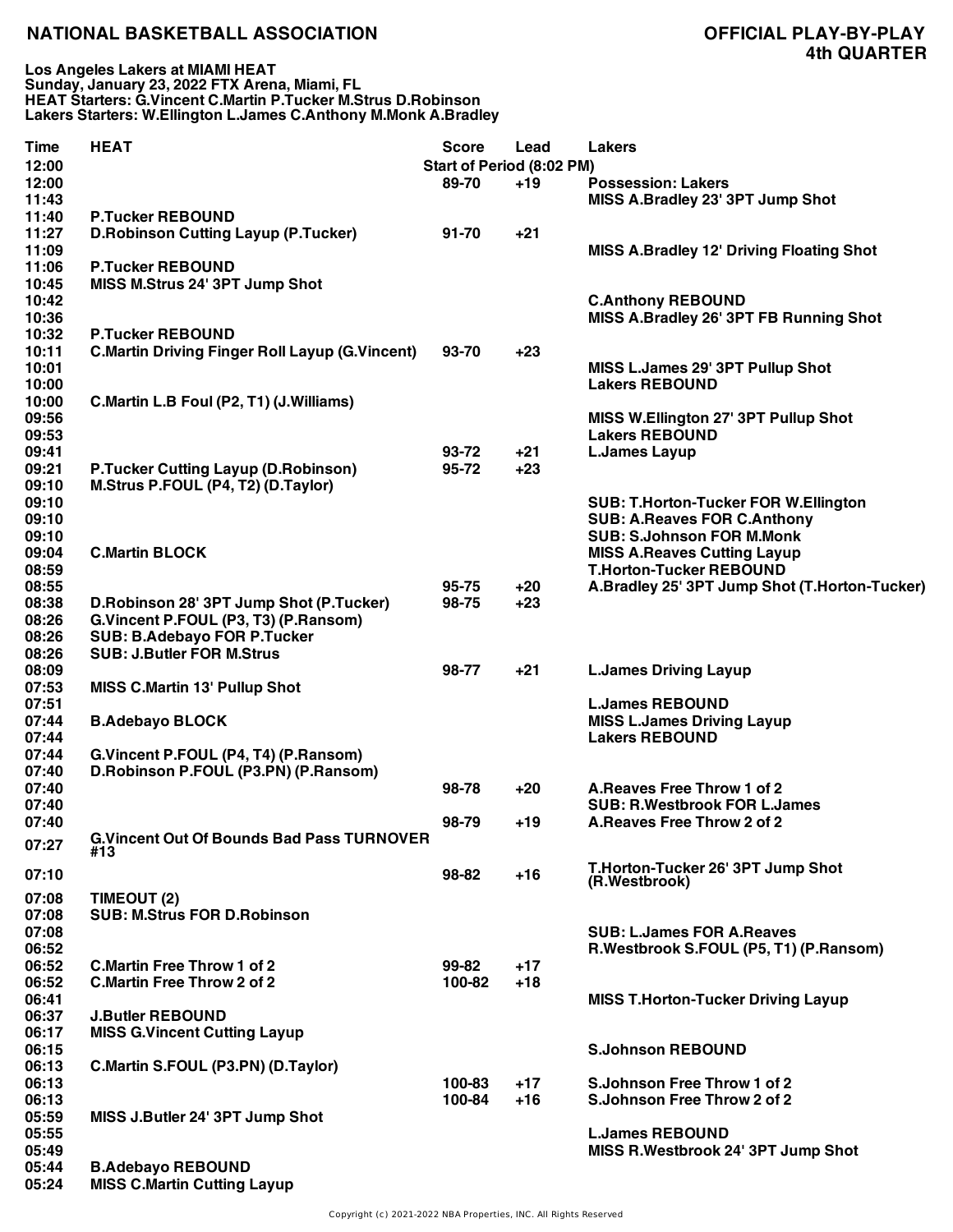## NATIONAL BASKETBALL ASSOCIATION

## OFFICIAL PLAY-BY-PLAY
## 4th QUARTER

**Los Angeles Lakers at MIAMI HEAT**
**Sunday, January 23, 2022 FTX Arena, Miami, FL**
**HEAT Starters: G.Vincent C.Martin P.Tucker M.Strus D.Robinson**
**Lakers Starters: W.Ellington L.James C.Anthony M.Monk A.Bradley**

| Time | HEAT | Score | Lead | Lakers |
|---|---|---|---|---|
| 12:00 | | Start of Period (8:02 PM) | | |
| 12:00 | | 89-70 | +19 | Possession: Lakers |
| 11:43 | | | | MISS A.Bradley 23' 3PT Jump Shot |
| 11:40 | P.Tucker REBOUND | | | |
| 11:27 | D.Robinson Cutting Layup (P.Tucker) | 91-70 | +21 | |
| 11:09 | | | | MISS A.Bradley 12' Driving Floating Shot |
| 11:06 | P.Tucker REBOUND | | | |
| 10:45 | MISS M.Strus 24' 3PT Jump Shot | | | |
| 10:42 | | | | C.Anthony REBOUND |
| 10:36 | | | | MISS A.Bradley 26' 3PT FB Running Shot |
| 10:32 | P.Tucker REBOUND | | | |
| 10:11 | C.Martin Driving Finger Roll Layup (G.Vincent) | 93-70 | +23 | |
| 10:01 | | | | MISS L.James 29' 3PT Pullup Shot |
| 10:00 | | | | Lakers REBOUND |
| 10:00 | C.Martin L.B Foul (P2, T1) (J.Williams) | | | |
| 09:56 | | | | MISS W.Ellington 27' 3PT Pullup Shot |
| 09:53 | | | | Lakers REBOUND |
| 09:41 | | 93-72 | +21 | L.James Layup |
| 09:21 | P.Tucker Cutting Layup (D.Robinson) | 95-72 | +23 | |
| 09:10 | M.Strus P.FOUL (P4, T2) (D.Taylor) | | | |
| 09:10 | | | | SUB: T.Horton-Tucker FOR W.Ellington |
| 09:10 | | | | SUB: A.Reaves FOR C.Anthony |
| 09:10 | | | | SUB: S.Johnson FOR M.Monk |
| 09:04 | C.Martin BLOCK | | | MISS A.Reaves Cutting Layup |
| 08:59 | | | | T.Horton-Tucker REBOUND |
| 08:55 | | 95-75 | +20 | A.Bradley 25' 3PT Jump Shot (T.Horton-Tucker) |
| 08:38 | D.Robinson 28' 3PT Jump Shot (P.Tucker) | 98-75 | +23 | |
| 08:26 | G.Vincent P.FOUL (P3, T3) (P.Ransom) | | | |
| 08:26 | SUB: B.Adebayo FOR P.Tucker | | | |
| 08:26 | SUB: J.Butler FOR M.Strus | | | |
| 08:09 | | 98-77 | +21 | L.James Driving Layup |
| 07:53 | MISS C.Martin 13' Pullup Shot | | | |
| 07:51 | | | | L.James REBOUND |
| 07:44 | B.Adebayo BLOCK | | | MISS L.James Driving Layup |
| 07:44 | | | | Lakers REBOUND |
| 07:44 | G.Vincent P.FOUL (P4, T4) (P.Ransom) | | | |
| 07:40 | D.Robinson P.FOUL (P3.PN) (P.Ransom) | | | |
| 07:40 | | 98-78 | +20 | A.Reaves Free Throw 1 of 2 |
| 07:40 | | | | SUB: R.Westbrook FOR L.James |
| 07:40 | | 98-79 | +19 | A.Reaves Free Throw 2 of 2 |
| 07:27 | G.Vincent Out Of Bounds Bad Pass TURNOVER #13 | | | |
| 07:10 | | 98-82 | +16 | T.Horton-Tucker 26' 3PT Jump Shot (R.Westbrook) |
| 07:08 | TIMEOUT (2) | | | |
| 07:08 | SUB: M.Strus FOR D.Robinson | | | |
| 07:08 | | | | SUB: L.James FOR A.Reaves |
| 06:52 | | | | R.Westbrook S.FOUL (P5, T1) (P.Ransom) |
| 06:52 | C.Martin Free Throw 1 of 2 | 99-82 | +17 | |
| 06:52 | C.Martin Free Throw 2 of 2 | 100-82 | +18 | |
| 06:41 | | | | MISS T.Horton-Tucker Driving Layup |
| 06:37 | J.Butler REBOUND | | | |
| 06:17 | MISS G.Vincent Cutting Layup | | | |
| 06:15 | | | | S.Johnson REBOUND |
| 06:13 | C.Martin S.FOUL (P3.PN) (D.Taylor) | | | |
| 06:13 | | 100-83 | +17 | S.Johnson Free Throw 1 of 2 |
| 06:13 | | 100-84 | +16 | S.Johnson Free Throw 2 of 2 |
| 05:59 | MISS J.Butler 24' 3PT Jump Shot | | | |
| 05:55 | | | | L.James REBOUND |
| 05:49 | | | | MISS R.Westbrook 24' 3PT Jump Shot |
| 05:44 | B.Adebayo REBOUND | | | |
| 05:24 | MISS C.Martin Cutting Layup | | | |

Copyright (c) 2021-2022 NBA Properties, INC. All Rights Reserved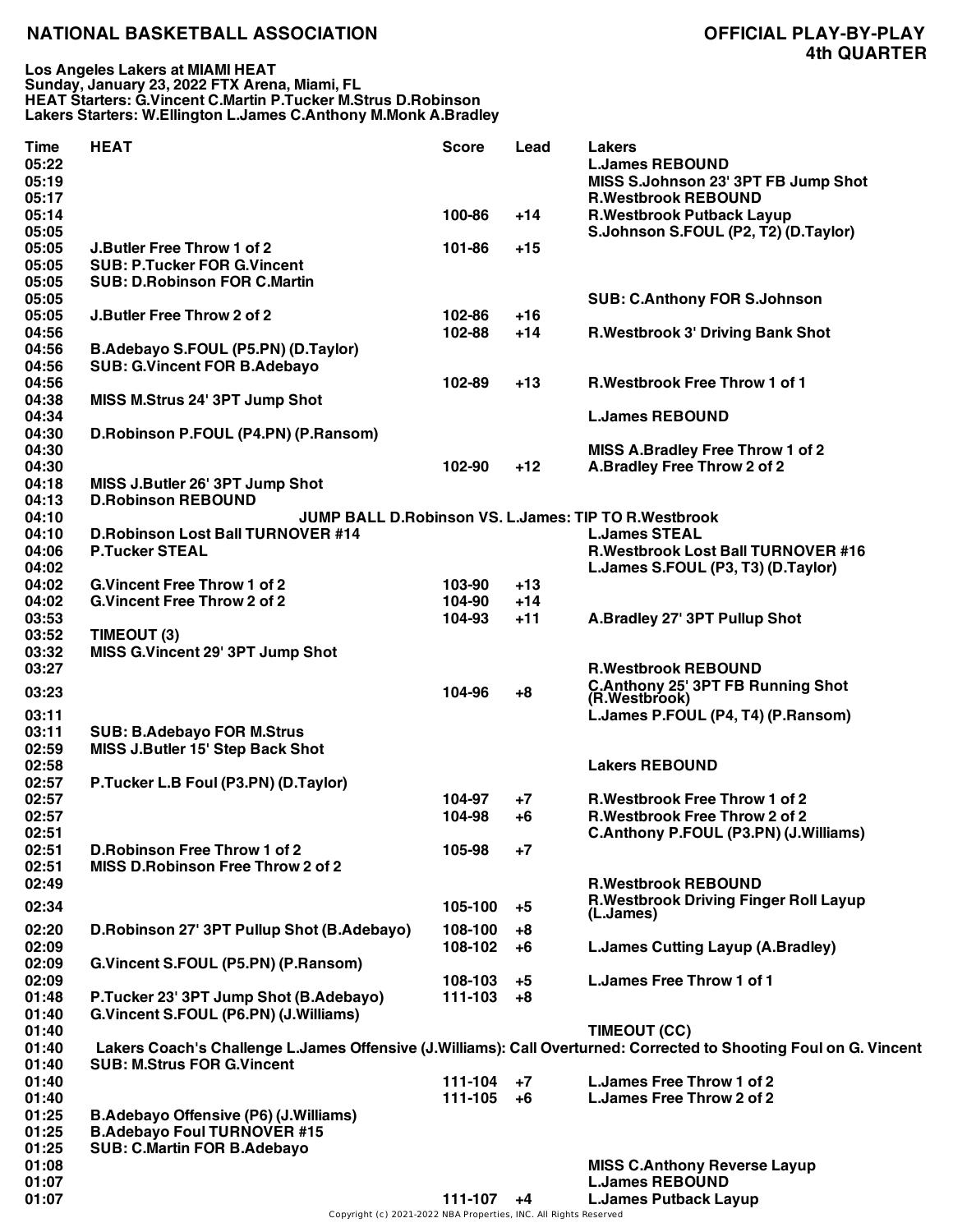# NATIONAL BASKETBALL ASSOCIATION

## OFFICIAL PLAY-BY-PLAY
## 4th QUARTER

**Los Angeles Lakers at MIAMI HEAT**
**Sunday, January 23, 2022 FTX Arena, Miami, FL**
**HEAT Starters: G.Vincent C.Martin P.Tucker M.Strus D.Robinson**
**Lakers Starters: W.Ellington L.James C.Anthony M.Monk A.Bradley**

| Time | HEAT | Score | Lead | Lakers |
|---|---|---|---|---|
| 05:22 | | | | L.James REBOUND |
| 05:19 | | | | MISS S.Johnson 23' 3PT FB Jump Shot |
| 05:17 | | | | R.Westbrook REBOUND |
| 05:14 | | 100-86 | +14 | R.Westbrook Putback Layup |
| 05:05 | | | | S.Johnson S.FOUL (P2, T2) (D.Taylor) |
| 05:05 | J.Butler Free Throw 1 of 2 | 101-86 | +15 | |
| 05:05 | SUB: P.Tucker FOR G.Vincent | | | |
| 05:05 | SUB: D.Robinson FOR C.Martin | | | |
| 05:05 | | | | SUB: C.Anthony FOR S.Johnson |
| 05:05 | J.Butler Free Throw 2 of 2 | 102-86 | +16 | |
| 04:56 | | 102-88 | +14 | R.Westbrook 3' Driving Bank Shot |
| 04:56 | B.Adebayo S.FOUL (P5.PN) (D.Taylor) | | | |
| 04:56 | SUB: G.Vincent FOR B.Adebayo | | | |
| 04:56 | | 102-89 | +13 | R.Westbrook Free Throw 1 of 1 |
| 04:38 | MISS M.Strus 24' 3PT Jump Shot | | | |
| 04:34 | | | | L.James REBOUND |
| 04:30 | D.Robinson P.FOUL (P4.PN) (P.Ransom) | | | |
| 04:30 | | | | MISS A.Bradley Free Throw 1 of 2 |
| 04:30 | | 102-90 | +12 | A.Bradley Free Throw 2 of 2 |
| 04:18 | MISS J.Butler 26' 3PT Jump Shot | | | |
| 04:13 | D.Robinson REBOUND | | | |
| 04:10 | JUMP BALL D.Robinson VS. L.James: TIP TO R.Westbrook | | | |
| 04:10 | D.Robinson Lost Ball TURNOVER #14 | | | L.James STEAL |
| 04:06 | P.Tucker STEAL | | | R.Westbrook Lost Ball TURNOVER #16 |
| 04:02 | | | | L.James S.FOUL (P3, T3) (D.Taylor) |
| 04:02 | G.Vincent Free Throw 1 of 2 | 103-90 | +13 | |
| 04:02 | G.Vincent Free Throw 2 of 2 | 104-90 | +14 | |
| 03:53 | | 104-93 | +11 | A.Bradley 27' 3PT Pullup Shot |
| 03:52 | TIMEOUT (3) | | | |
| 03:32 | MISS G.Vincent 29' 3PT Jump Shot | | | |
| 03:27 | | | | R.Westbrook REBOUND |
| 03:23 | | 104-96 | +8 | C.Anthony 25' 3PT FB Running Shot (R.Westbrook) |
| 03:11 | | | | L.James P.FOUL (P4, T4) (P.Ransom) |
| 03:11 | SUB: B.Adebayo FOR M.Strus | | | |
| 02:59 | MISS J.Butler 15' Step Back Shot | | | |
| 02:58 | | | | Lakers REBOUND |
| 02:57 | P.Tucker L.B Foul (P3.PN) (D.Taylor) | | | |
| 02:57 | | 104-97 | +7 | R.Westbrook Free Throw 1 of 2 |
| 02:57 | | 104-98 | +6 | R.Westbrook Free Throw 2 of 2 |
| 02:51 | | | | C.Anthony P.FOUL (P3.PN) (J.Williams) |
| 02:51 | D.Robinson Free Throw 1 of 2 | 105-98 | +7 | |
| 02:51 | MISS D.Robinson Free Throw 2 of 2 | | | |
| 02:49 | | | | R.Westbrook REBOUND |
| 02:34 | | 105-100 | +5 | R.Westbrook Driving Finger Roll Layup (L.James) |
| 02:20 | D.Robinson 27' 3PT Pullup Shot (B.Adebayo) | 108-100 | +8 | |
| 02:09 | | 108-102 | +6 | L.James Cutting Layup (A.Bradley) |
| 02:09 | G.Vincent S.FOUL (P5.PN) (P.Ransom) | | | |
| 02:09 | | 108-103 | +5 | L.James Free Throw 1 of 1 |
| 01:48 | P.Tucker 23' 3PT Jump Shot (B.Adebayo) | 111-103 | +8 | |
| 01:40 | G.Vincent S.FOUL (P6.PN) (J.Williams) | | | |
| 01:40 | | | | TIMEOUT (CC) |
| 01:40 | Lakers Coach's Challenge L.James Offensive (J.Williams): Call Overturned: Corrected to Shooting Foul on G. Vincent | | | |
| 01:40 | SUB: M.Strus FOR G.Vincent | | | |
| 01:40 | | 111-104 | +7 | L.James Free Throw 1 of 2 |
| 01:40 | | 111-105 | +6 | L.James Free Throw 2 of 2 |
| 01:25 | B.Adebayo Offensive (P6) (J.Williams) | | | |
| 01:25 | B.Adebayo Foul TURNOVER #15 | | | |
| 01:25 | SUB: C.Martin FOR B.Adebayo | | | |
| 01:08 | | | | MISS C.Anthony Reverse Layup |
| 01:07 | | | | L.James REBOUND |
| 01:07 | | 111-107 | +4 | L.James Putback Layup |

Copyright (c) 2021-2022 NBA Properties, INC. All Rights Reserved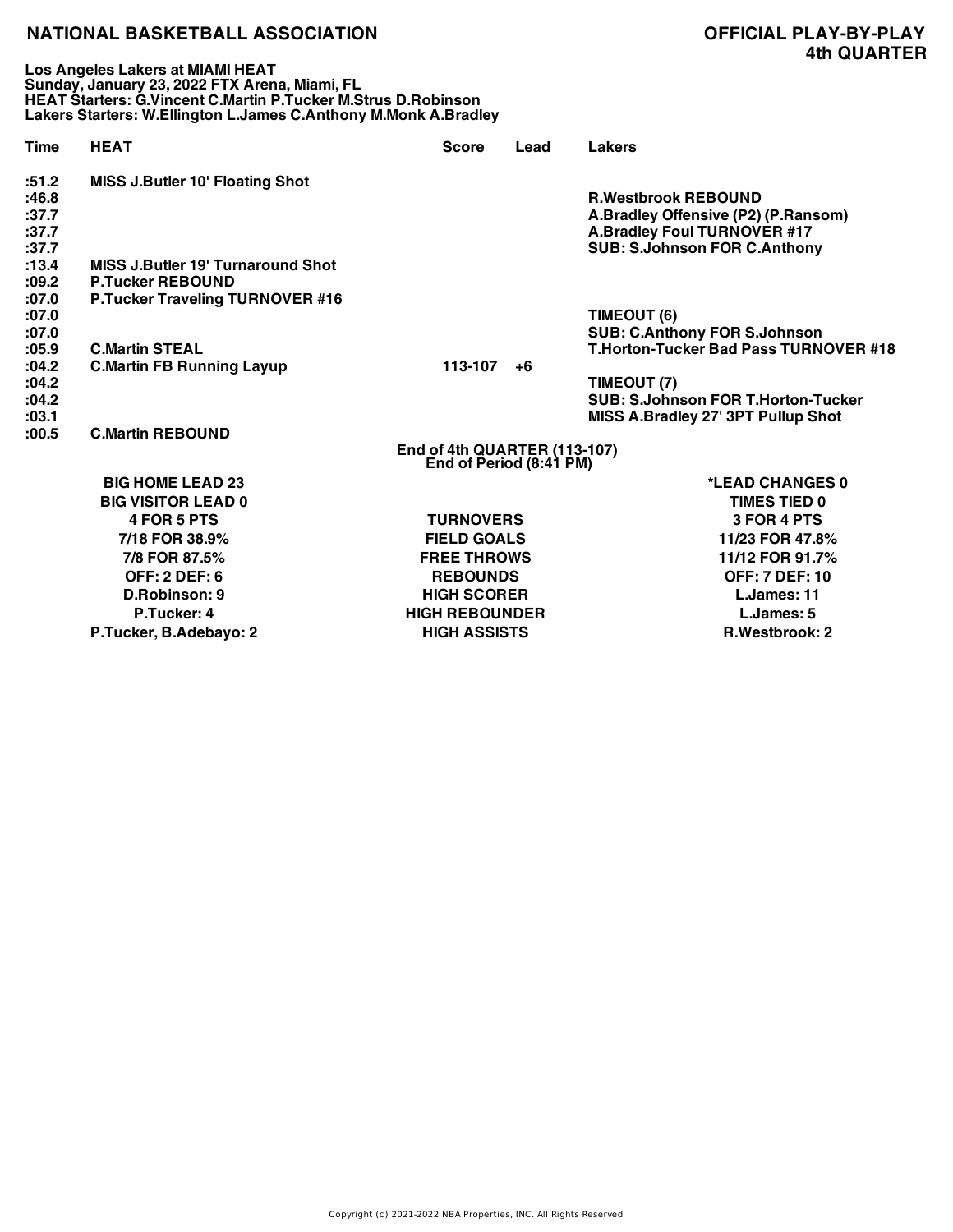# NATIONAL BASKETBALL ASSOCIATION

## OFFICIAL PLAY-BY-PLAY
## 4th QUARTER

**Los Angeles Lakers at MIAMI HEAT**
**Sunday, January 23, 2022 FTX Arena, Miami, FL**
**HEAT Starters: G.Vincent C.Martin P.Tucker M.Strus D.Robinson**
**Lakers Starters: W.Ellington L.James C.Anthony M.Monk A.Bradley**

| Time | HEAT | Score | Lead | Lakers |
|---|---|---|---|---|
| :51.2 | MISS J.Butler 10' Floating Shot | | | |
| :46.8 | | | | R.Westbrook REBOUND |
| :37.7 | | | | A.Bradley Offensive (P2) (P.Ransom) |
| :37.7 | | | | A.Bradley Foul TURNOVER #17 |
| :37.7 | | | | SUB: S.Johnson FOR C.Anthony |
| :13.4 | MISS J.Butler 19' Turnaround Shot | | | |
| :09.2 | P.Tucker REBOUND | | | |
| :07.0 | P.Tucker Traveling TURNOVER #16 | | | |
| :07.0 | | | | TIMEOUT (6) |
| :07.0 | | | | SUB: C.Anthony FOR S.Johnson |
| :05.9 | C.Martin STEAL | | | T.Horton-Tucker Bad Pass TURNOVER #18 |
| :04.2 | C.Martin FB Running Layup | 113-107 | +6 | |
| :04.2 | | | | TIMEOUT (7) |
| :04.2 | | | | SUB: S.Johnson FOR T.Horton-Tucker |
| :03.1 | | | | MISS A.Bradley 27' 3PT Pullup Shot |
| :00.5 | C.Martin REBOUND | | | |

**End of 4th QUARTER (113-107)**
**End of Period (8:41 PM)**

| HEAT | | Lakers |
|---|---|---|
| BIG HOME LEAD 23 | | *LEAD CHANGES 0 |
| BIG VISITOR LEAD 0 | | TIMES TIED 0 |
| 4 FOR 5 PTS | TURNOVERS | 3 FOR 4 PTS |
| 7/18 FOR 38.9% | FIELD GOALS | 11/23 FOR 47.8% |
| 7/8 FOR 87.5% | FREE THROWS | 11/12 FOR 91.7% |
| OFF: 2 DEF: 6 | REBOUNDS | OFF: 7 DEF: 10 |
| D.Robinson: 9 | HIGH SCORER | L.James: 11 |
| P.Tucker: 4 | HIGH REBOUNDER | L.James: 5 |
| P.Tucker, B.Adebayo: 2 | HIGH ASSISTS | R.Westbrook: 2 |

Copyright (c) 2021-2022 NBA Properties, INC. All Rights Reserved